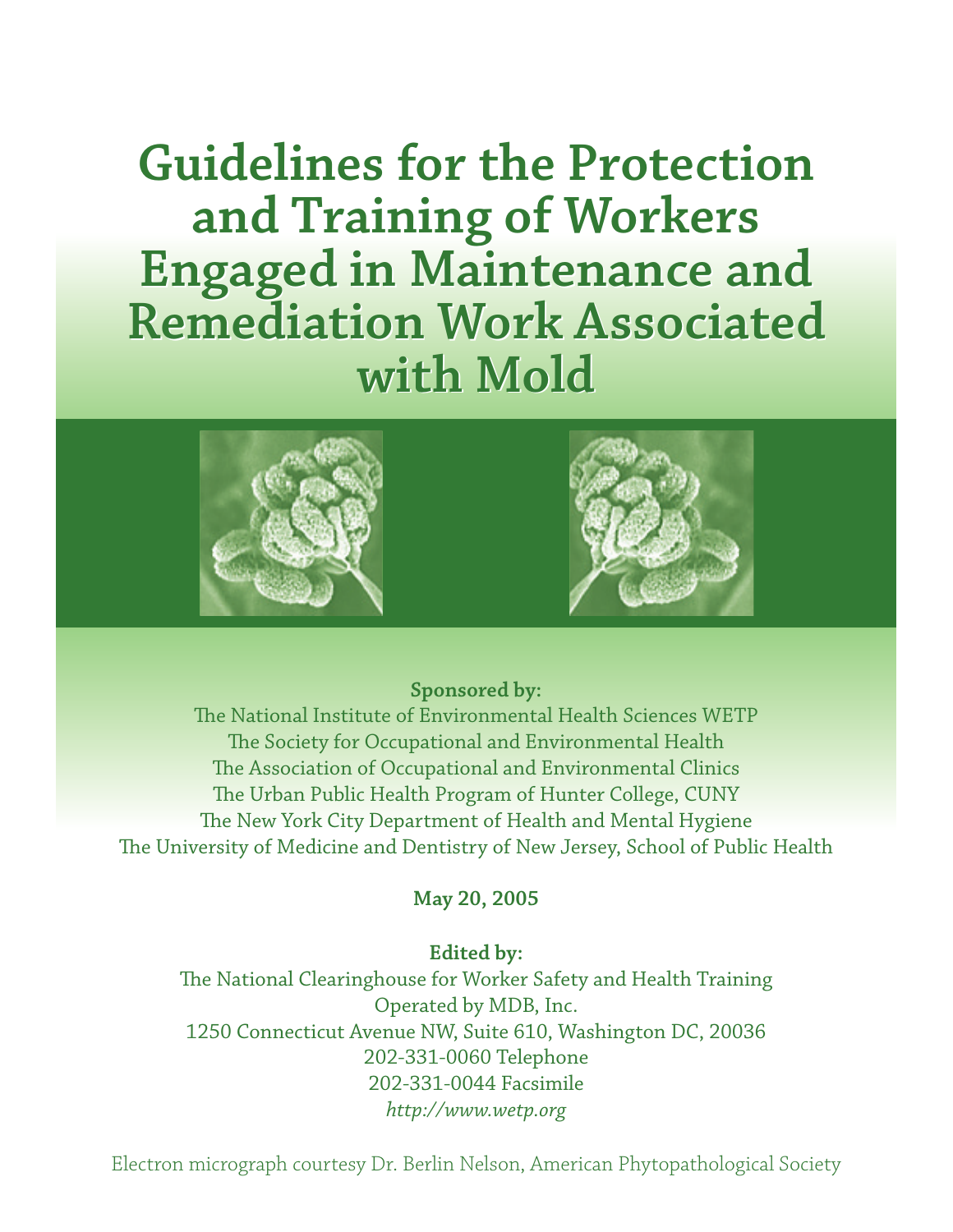# Guidelines for the Protection and Training of Workers Engaged in Maintenance and Remediation Work Associated with Mold

**Sponsored by:**

The National Institute of Environmental Health Sciences WETP
The Society for Occupational and Environmental Health
The Association of Occupational and Environmental Clinics
The Urban Public Health Program of Hunter College, CUNY
The New York City Department of Health and Mental Hygiene
The University of Medicine and Dentistry of New Jersey, School of Public Health

**May 20, 2005**

**Edited by:**

The National Clearinghouse for Worker Safety and Health Training
Operated by MDB, Inc.
1250 Connecticut Avenue NW, Suite 610, Washington DC, 20036
202-331-0060 Telephone
202-331-0044 Facsimile
*http://www.wetp.org*

Electron micrograph courtesy Dr. Berlin Nelson, American Phytopathological Society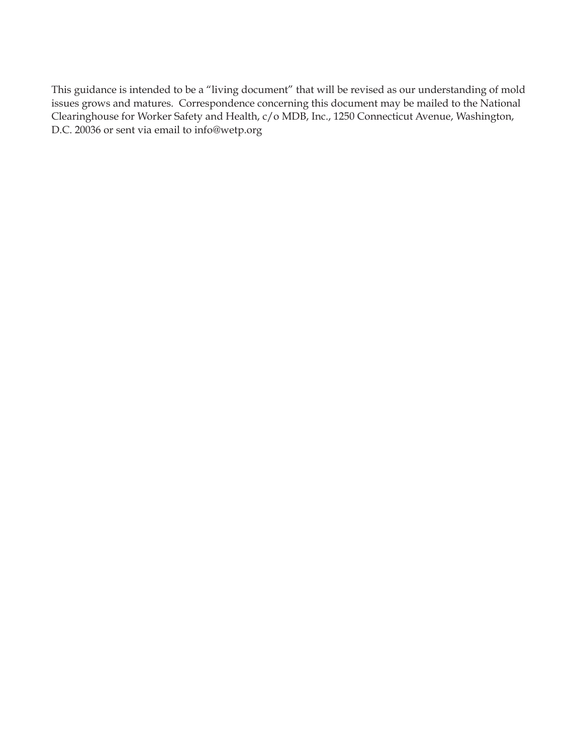This guidance is intended to be a "living document" that will be revised as our understanding of mold issues grows and matures. Correspondence concerning this document may be mailed to the National Clearinghouse for Worker Safety and Health, c/o MDB, Inc., 1250 Connecticut Avenue, Washington, D.C. 20036 or sent via email to info@wetp.org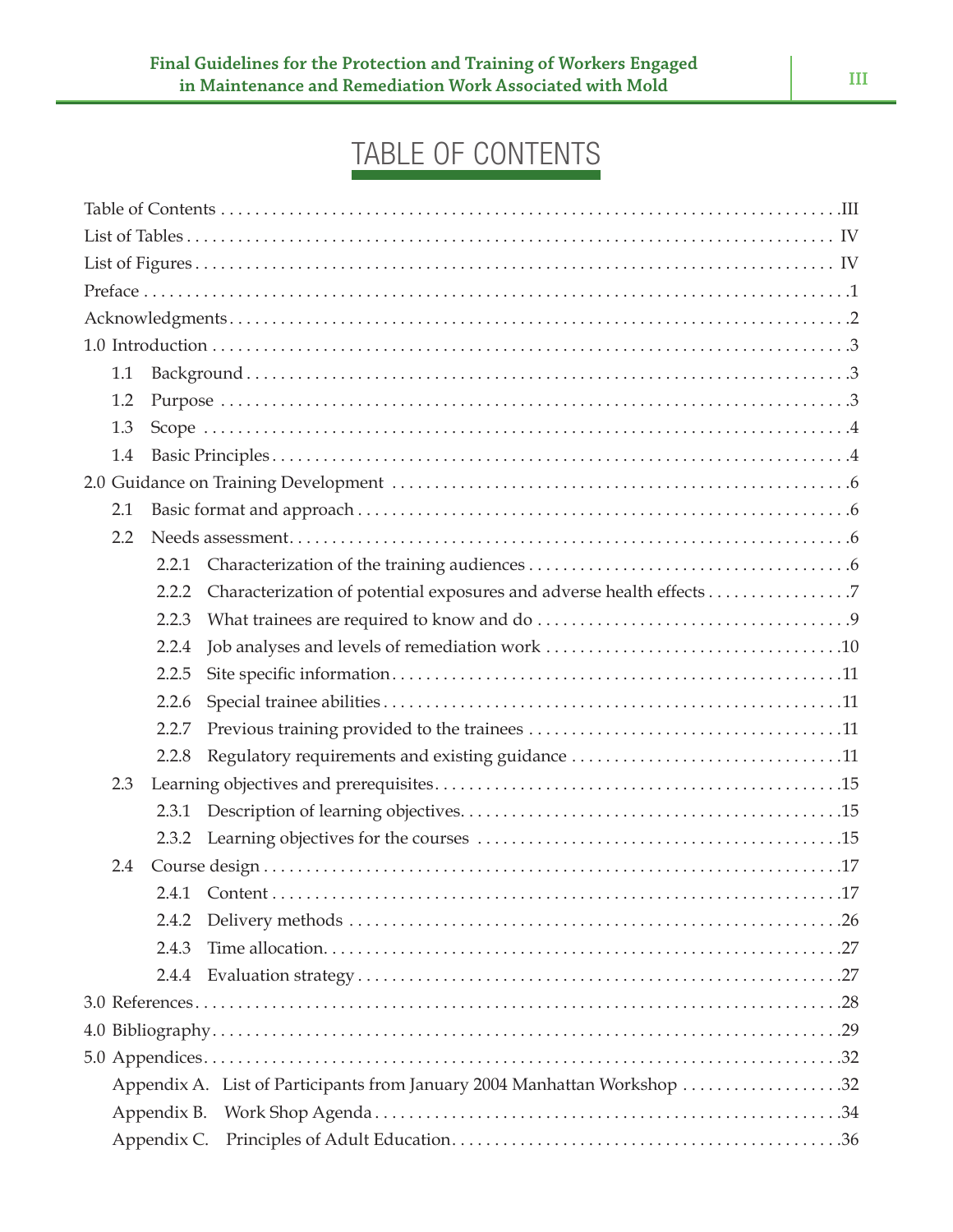# TABLE OF CONTENTS

Table of Contents . . . . . . . . . . . . . . . . . . . . . . . . . . . . . . . . . . . . . . . . . . . . . . . . . . . . . . . . . . . . . . . . III

List of Tables . . . . . . . . . . . . . . . . . . . . . . . . . . . . . . . . . . . . . . . . . . . . . . . . . . . . . . . . . . . . . . . . . . IV

List of Figures . . . . . . . . . . . . . . . . . . . . . . . . . . . . . . . . . . . . . . . . . . . . . . . . . . . . . . . . . . . . . . . . . IV

Preface . . . . . . . . . . . . . . . . . . . . . . . . . . . . . . . . . . . . . . . . . . . . . . . . . . . . . . . . . . . . . . . . . . . . . . . 1

Acknowledgments . . . . . . . . . . . . . . . . . . . . . . . . . . . . . . . . . . . . . . . . . . . . . . . . . . . . . . . . . . . . . . . 2

1.0 Introduction . . . . . . . . . . . . . . . . . . . . . . . . . . . . . . . . . . . . . . . . . . . . . . . . . . . . . . . . . . . . . . . . . 3

- 1.1 Background . . . . . . . . . . . . . . . . . . . . . . . . . . . . . . . . . . . . . . . . . . . . . . . . . . . . . . . . . . . . . . 3
- 1.2 Purpose . . . . . . . . . . . . . . . . . . . . . . . . . . . . . . . . . . . . . . . . . . . . . . . . . . . . . . . . . . . . . . . . . 3
- 1.3 Scope . . . . . . . . . . . . . . . . . . . . . . . . . . . . . . . . . . . . . . . . . . . . . . . . . . . . . . . . . . . . . . . . . . 4
- 1.4 Basic Principles . . . . . . . . . . . . . . . . . . . . . . . . . . . . . . . . . . . . . . . . . . . . . . . . . . . . . . . . . . . 4

2.0 Guidance on Training Development . . . . . . . . . . . . . . . . . . . . . . . . . . . . . . . . . . . . . . . . . . . . . . . 6

- 2.1 Basic format and approach . . . . . . . . . . . . . . . . . . . . . . . . . . . . . . . . . . . . . . . . . . . . . . . . . . . 6
- 2.2 Needs assessment . . . . . . . . . . . . . . . . . . . . . . . . . . . . . . . . . . . . . . . . . . . . . . . . . . . . . . . . . . 6
  - 2.2.1 Characterization of the training audiences . . . . . . . . . . . . . . . . . . . . . . . . . . . . . . . . . . . . 6
  - 2.2.2 Characterization of potential exposures and adverse health effects . . . . . . . . . . . . . . . . . 7
  - 2.2.3 What trainees are required to know and do . . . . . . . . . . . . . . . . . . . . . . . . . . . . . . . . . . . 9
  - 2.2.4 Job analyses and levels of remediation work . . . . . . . . . . . . . . . . . . . . . . . . . . . . . . . . . . 10
  - 2.2.5 Site specific information . . . . . . . . . . . . . . . . . . . . . . . . . . . . . . . . . . . . . . . . . . . . . . . . . . 11
  - 2.2.6 Special trainee abilities . . . . . . . . . . . . . . . . . . . . . . . . . . . . . . . . . . . . . . . . . . . . . . . . . . 11
  - 2.2.7 Previous training provided to the trainees . . . . . . . . . . . . . . . . . . . . . . . . . . . . . . . . . . . . 11
  - 2.2.8 Regulatory requirements and existing guidance . . . . . . . . . . . . . . . . . . . . . . . . . . . . . . . 11
- 2.3 Learning objectives and prerequisites . . . . . . . . . . . . . . . . . . . . . . . . . . . . . . . . . . . . . . . . . . . 15
  - 2.3.1 Description of learning objectives . . . . . . . . . . . . . . . . . . . . . . . . . . . . . . . . . . . . . . . . . . 15
  - 2.3.2 Learning objectives for the courses . . . . . . . . . . . . . . . . . . . . . . . . . . . . . . . . . . . . . . . . . 15
- 2.4 Course design . . . . . . . . . . . . . . . . . . . . . . . . . . . . . . . . . . . . . . . . . . . . . . . . . . . . . . . . . . . . . 17
  - 2.4.1 Content . . . . . . . . . . . . . . . . . . . . . . . . . . . . . . . . . . . . . . . . . . . . . . . . . . . . . . . . . . . . . . 17
  - 2.4.2 Delivery methods . . . . . . . . . . . . . . . . . . . . . . . . . . . . . . . . . . . . . . . . . . . . . . . . . . . . . . 26
  - 2.4.3 Time allocation . . . . . . . . . . . . . . . . . . . . . . . . . . . . . . . . . . . . . . . . . . . . . . . . . . . . . . . . 27
  - 2.4.4 Evaluation strategy . . . . . . . . . . . . . . . . . . . . . . . . . . . . . . . . . . . . . . . . . . . . . . . . . . . . . 27

3.0 References . . . . . . . . . . . . . . . . . . . . . . . . . . . . . . . . . . . . . . . . . . . . . . . . . . . . . . . . . . . . . . . . . . 28

4.0 Bibliography . . . . . . . . . . . . . . . . . . . . . . . . . . . . . . . . . . . . . . . . . . . . . . . . . . . . . . . . . . . . . . . . . 29

5.0 Appendices . . . . . . . . . . . . . . . . . . . . . . . . . . . . . . . . . . . . . . . . . . . . . . . . . . . . . . . . . . . . . . . . . 32

- Appendix A. List of Participants from January 2004 Manhattan Workshop . . . . . . . . . . . . . . . . . . 32
- Appendix B. Work Shop Agenda . . . . . . . . . . . . . . . . . . . . . . . . . . . . . . . . . . . . . . . . . . . . . . . . . 34
- Appendix C. Principles of Adult Education . . . . . . . . . . . . . . . . . . . . . . . . . . . . . . . . . . . . . . . . . 36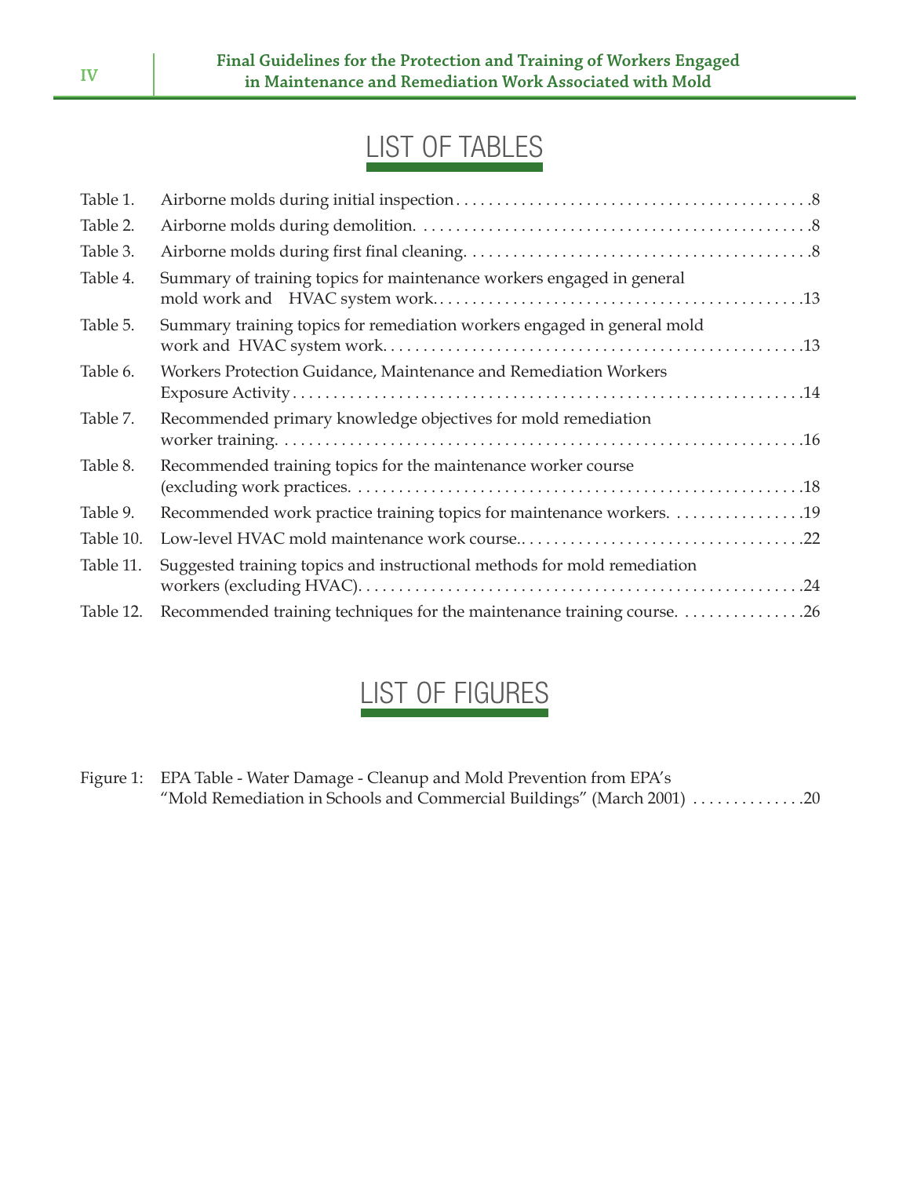# LIST OF TABLES

Table 1. Airborne molds during initial inspection . . . . . . . . . . . . . . . . . . . . . . . . . . . . . . . . . . . . . . . . . . .8

Table 2. Airborne molds during demolition. . . . . . . . . . . . . . . . . . . . . . . . . . . . . . . . . . . . . . . . . . . . . . .8

Table 3. Airborne molds during first final cleaning. . . . . . . . . . . . . . . . . . . . . . . . . . . . . . . . . . . . . . . . . .8

Table 4. Summary of training topics for maintenance workers engaged in general mold work and HVAC system work. . . . . . . . . . . . . . . . . . . . . . . . . . . . . . . . . . . . . . . . . . . . .13

Table 5. Summary training topics for remediation workers engaged in general mold work and HVAC system work. . . . . . . . . . . . . . . . . . . . . . . . . . . . . . . . . . . . . . . . . . . . . . . . . .13

Table 6. Workers Protection Guidance, Maintenance and Remediation Workers Exposure Activity . . . . . . . . . . . . . . . . . . . . . . . . . . . . . . . . . . . . . . . . . . . . . . . . . . . . . . . . . . .14

Table 7. Recommended primary knowledge objectives for mold remediation worker training. . . . . . . . . . . . . . . . . . . . . . . . . . . . . . . . . . . . . . . . . . . . . . . . . . . . . . . . . . . . .16

Table 8. Recommended training topics for the maintenance worker course (excluding work practices. . . . . . . . . . . . . . . . . . . . . . . . . . . . . . . . . . . . . . . . . . . . . . . . . . . . .18

Table 9. Recommended work practice training topics for maintenance workers. . . . . . . . . . . . . . . . . .19

Table 10. Low-level HVAC mold maintenance work course.. . . . . . . . . . . . . . . . . . . . . . . . . . . . . . . . . . . .22

Table 11. Suggested training topics and instructional methods for mold remediation workers (excluding HVAC). . . . . . . . . . . . . . . . . . . . . . . . . . . . . . . . . . . . . . . . . . . . . . . . . . . . . . .24

Table 12. Recommended training techniques for the maintenance training course. . . . . . . . . . . . . . . . .26

# LIST OF FIGURES

Figure 1: EPA Table - Water Damage - Cleanup and Mold Prevention from EPA's "Mold Remediation in Schools and Commercial Buildings" (March 2001) . . . . . . . . . . . . . .20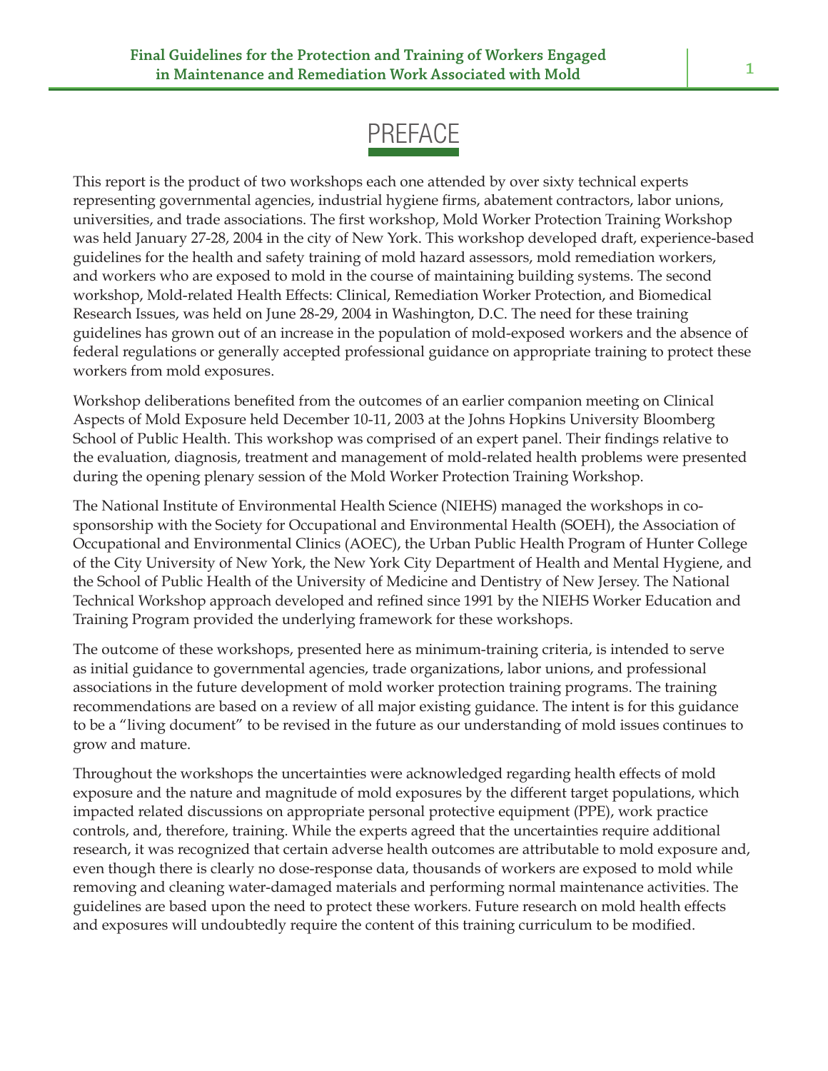# PREFACE

This report is the product of two workshops each one attended by over sixty technical experts representing governmental agencies, industrial hygiene firms, abatement contractors, labor unions, universities, and trade associations. The first workshop, Mold Worker Protection Training Workshop was held January 27-28, 2004 in the city of New York. This workshop developed draft, experience-based guidelines for the health and safety training of mold hazard assessors, mold remediation workers, and workers who are exposed to mold in the course of maintaining building systems. The second workshop, Mold-related Health Effects: Clinical, Remediation Worker Protection, and Biomedical Research Issues, was held on June 28-29, 2004 in Washington, D.C. The need for these training guidelines has grown out of an increase in the population of mold-exposed workers and the absence of federal regulations or generally accepted professional guidance on appropriate training to protect these workers from mold exposures.

Workshop deliberations benefited from the outcomes of an earlier companion meeting on Clinical Aspects of Mold Exposure held December 10-11, 2003 at the Johns Hopkins University Bloomberg School of Public Health. This workshop was comprised of an expert panel. Their findings relative to the evaluation, diagnosis, treatment and management of mold-related health problems were presented during the opening plenary session of the Mold Worker Protection Training Workshop.

The National Institute of Environmental Health Science (NIEHS) managed the workshops in co-sponsorship with the Society for Occupational and Environmental Health (SOEH), the Association of Occupational and Environmental Clinics (AOEC), the Urban Public Health Program of Hunter College of the City University of New York, the New York City Department of Health and Mental Hygiene, and the School of Public Health of the University of Medicine and Dentistry of New Jersey. The National Technical Workshop approach developed and refined since 1991 by the NIEHS Worker Education and Training Program provided the underlying framework for these workshops.

The outcome of these workshops, presented here as minimum-training criteria, is intended to serve as initial guidance to governmental agencies, trade organizations, labor unions, and professional associations in the future development of mold worker protection training programs. The training recommendations are based on a review of all major existing guidance. The intent is for this guidance to be a "living document" to be revised in the future as our understanding of mold issues continues to grow and mature.

Throughout the workshops the uncertainties were acknowledged regarding health effects of mold exposure and the nature and magnitude of mold exposures by the different target populations, which impacted related discussions on appropriate personal protective equipment (PPE), work practice controls, and, therefore, training. While the experts agreed that the uncertainties require additional research, it was recognized that certain adverse health outcomes are attributable to mold exposure and, even though there is clearly no dose-response data, thousands of workers are exposed to mold while removing and cleaning water-damaged materials and performing normal maintenance activities. The guidelines are based upon the need to protect these workers. Future research on mold health effects and exposures will undoubtedly require the content of this training curriculum to be modified.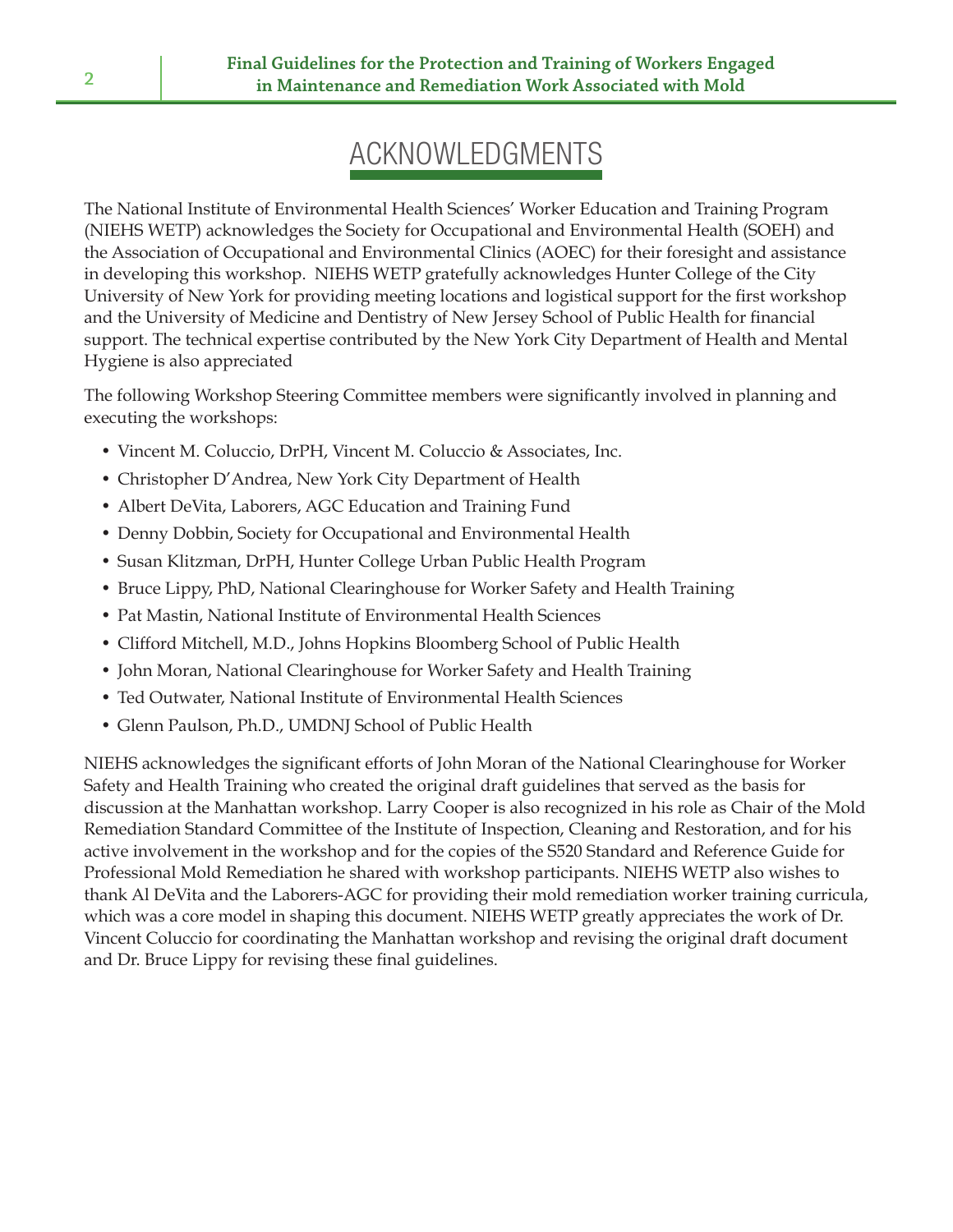# ACKNOWLEDGMENTS

The National Institute of Environmental Health Sciences' Worker Education and Training Program (NIEHS WETP) acknowledges the Society for Occupational and Environmental Health (SOEH) and the Association of Occupational and Environmental Clinics (AOEC) for their foresight and assistance in developing this workshop. NIEHS WETP gratefully acknowledges Hunter College of the City University of New York for providing meeting locations and logistical support for the first workshop and the University of Medicine and Dentistry of New Jersey School of Public Health for financial support. The technical expertise contributed by the New York City Department of Health and Mental Hygiene is also appreciated

The following Workshop Steering Committee members were significantly involved in planning and executing the workshops:

- Vincent M. Coluccio, DrPH, Vincent M. Coluccio & Associates, Inc.
- Christopher D'Andrea, New York City Department of Health
- Albert DeVita, Laborers, AGC Education and Training Fund
- Denny Dobbin, Society for Occupational and Environmental Health
- Susan Klitzman, DrPH, Hunter College Urban Public Health Program
- Bruce Lippy, PhD, National Clearinghouse for Worker Safety and Health Training
- Pat Mastin, National Institute of Environmental Health Sciences
- Clifford Mitchell, M.D., Johns Hopkins Bloomberg School of Public Health
- John Moran, National Clearinghouse for Worker Safety and Health Training
- Ted Outwater, National Institute of Environmental Health Sciences
- Glenn Paulson, Ph.D., UMDNJ School of Public Health

NIEHS acknowledges the significant efforts of John Moran of the National Clearinghouse for Worker Safety and Health Training who created the original draft guidelines that served as the basis for discussion at the Manhattan workshop. Larry Cooper is also recognized in his role as Chair of the Mold Remediation Standard Committee of the Institute of Inspection, Cleaning and Restoration, and for his active involvement in the workshop and for the copies of the S520 Standard and Reference Guide for Professional Mold Remediation he shared with workshop participants. NIEHS WETP also wishes to thank Al DeVita and the Laborers-AGC for providing their mold remediation worker training curricula, which was a core model in shaping this document. NIEHS WETP greatly appreciates the work of Dr. Vincent Coluccio for coordinating the Manhattan workshop and revising the original draft document and Dr. Bruce Lippy for revising these final guidelines.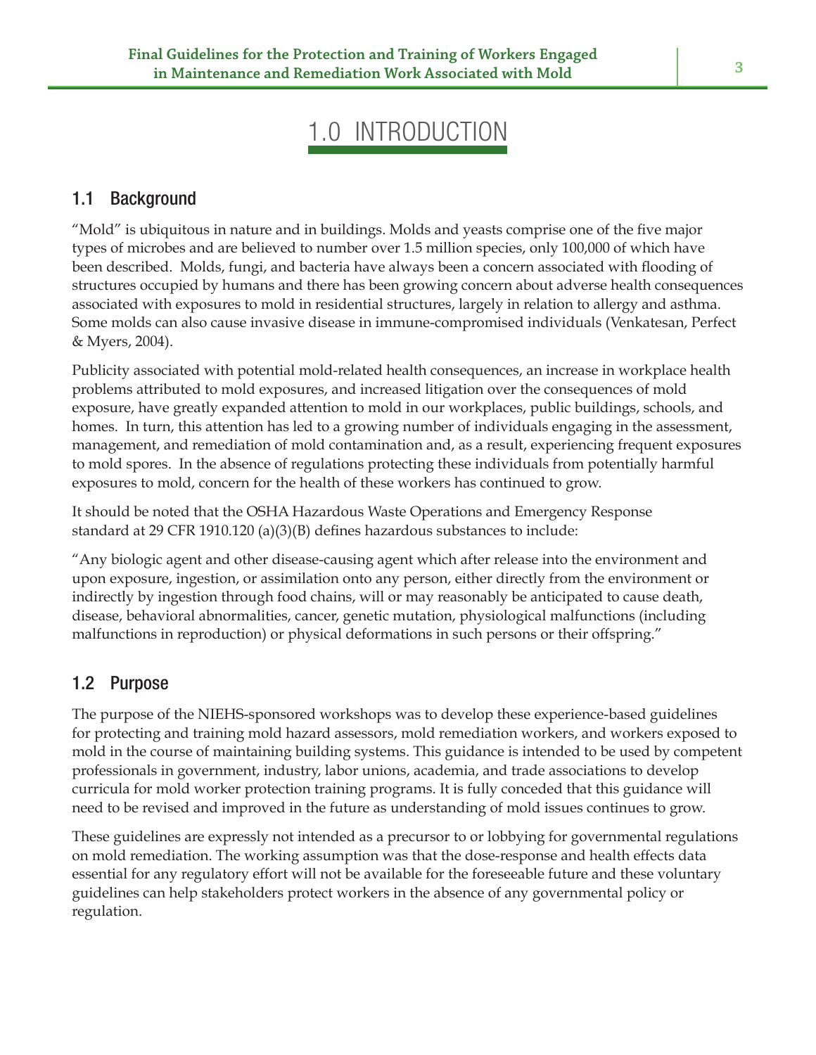# 1.0 INTRODUCTION

## 1.1 Background

"Mold" is ubiquitous in nature and in buildings. Molds and yeasts comprise one of the five major types of microbes and are believed to number over 1.5 million species, only 100,000 of which have been described. Molds, fungi, and bacteria have always been a concern associated with flooding of structures occupied by humans and there has been growing concern about adverse health consequences associated with exposures to mold in residential structures, largely in relation to allergy and asthma. Some molds can also cause invasive disease in immune-compromised individuals (Venkatesan, Perfect & Myers, 2004).

Publicity associated with potential mold-related health consequences, an increase in workplace health problems attributed to mold exposures, and increased litigation over the consequences of mold exposure, have greatly expanded attention to mold in our workplaces, public buildings, schools, and homes. In turn, this attention has led to a growing number of individuals engaging in the assessment, management, and remediation of mold contamination and, as a result, experiencing frequent exposures to mold spores. In the absence of regulations protecting these individuals from potentially harmful exposures to mold, concern for the health of these workers has continued to grow.

It should be noted that the OSHA Hazardous Waste Operations and Emergency Response standard at 29 CFR 1910.120 (a)(3)(B) defines hazardous substances to include:

"Any biologic agent and other disease-causing agent which after release into the environment and upon exposure, ingestion, or assimilation onto any person, either directly from the environment or indirectly by ingestion through food chains, will or may reasonably be anticipated to cause death, disease, behavioral abnormalities, cancer, genetic mutation, physiological malfunctions (including malfunctions in reproduction) or physical deformations in such persons or their offspring."

## 1.2 Purpose

The purpose of the NIEHS-sponsored workshops was to develop these experience-based guidelines for protecting and training mold hazard assessors, mold remediation workers, and workers exposed to mold in the course of maintaining building systems. This guidance is intended to be used by competent professionals in government, industry, labor unions, academia, and trade associations to develop curricula for mold worker protection training programs. It is fully conceded that this guidance will need to be revised and improved in the future as understanding of mold issues continues to grow.

These guidelines are expressly not intended as a precursor to or lobbying for governmental regulations on mold remediation. The working assumption was that the dose-response and health effects data essential for any regulatory effort will not be available for the foreseeable future and these voluntary guidelines can help stakeholders protect workers in the absence of any governmental policy or regulation.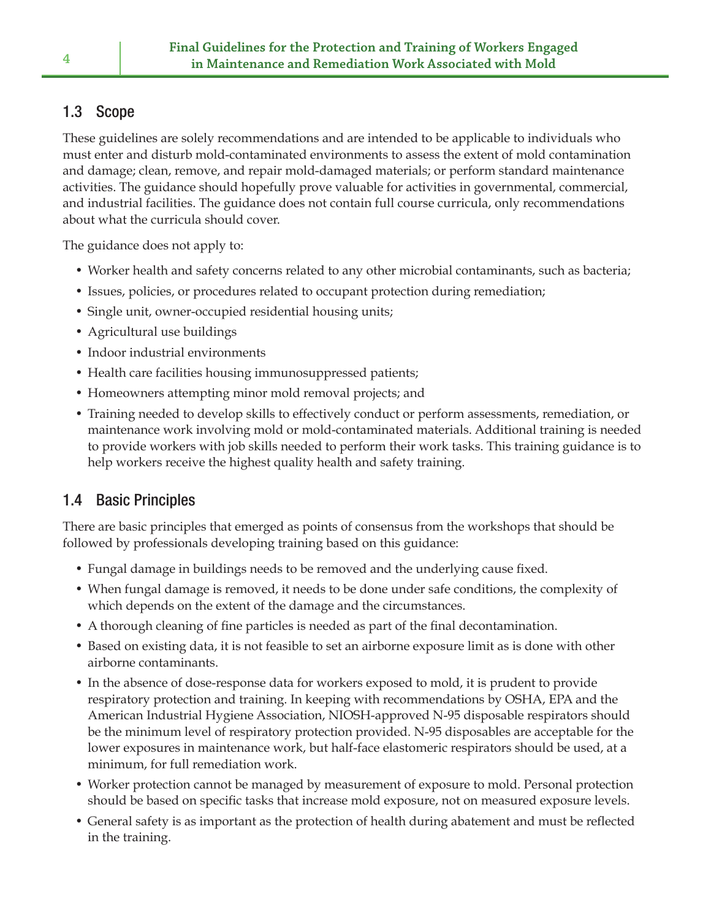## 1.3 Scope

These guidelines are solely recommendations and are intended to be applicable to individuals who must enter and disturb mold-contaminated environments to assess the extent of mold contamination and damage; clean, remove, and repair mold-damaged materials; or perform standard maintenance activities. The guidance should hopefully prove valuable for activities in governmental, commercial, and industrial facilities. The guidance does not contain full course curricula, only recommendations about what the curricula should cover.

The guidance does not apply to:

- Worker health and safety concerns related to any other microbial contaminants, such as bacteria;
- Issues, policies, or procedures related to occupant protection during remediation;
- Single unit, owner-occupied residential housing units;
- Agricultural use buildings
- Indoor industrial environments
- Health care facilities housing immunosuppressed patients;
- Homeowners attempting minor mold removal projects; and
- Training needed to develop skills to effectively conduct or perform assessments, remediation, or maintenance work involving mold or mold-contaminated materials. Additional training is needed to provide workers with job skills needed to perform their work tasks. This training guidance is to help workers receive the highest quality health and safety training.

## 1.4 Basic Principles

There are basic principles that emerged as points of consensus from the workshops that should be followed by professionals developing training based on this guidance:

- Fungal damage in buildings needs to be removed and the underlying cause fixed.
- When fungal damage is removed, it needs to be done under safe conditions, the complexity of which depends on the extent of the damage and the circumstances.
- A thorough cleaning of fine particles is needed as part of the final decontamination.
- Based on existing data, it is not feasible to set an airborne exposure limit as is done with other airborne contaminants.
- In the absence of dose-response data for workers exposed to mold, it is prudent to provide respiratory protection and training. In keeping with recommendations by OSHA, EPA and the American Industrial Hygiene Association, NIOSH-approved N-95 disposable respirators should be the minimum level of respiratory protection provided. N-95 disposables are acceptable for the lower exposures in maintenance work, but half-face elastomeric respirators should be used, at a minimum, for full remediation work.
- Worker protection cannot be managed by measurement of exposure to mold. Personal protection should be based on specific tasks that increase mold exposure, not on measured exposure levels.
- General safety is as important as the protection of health during abatement and must be reflected in the training.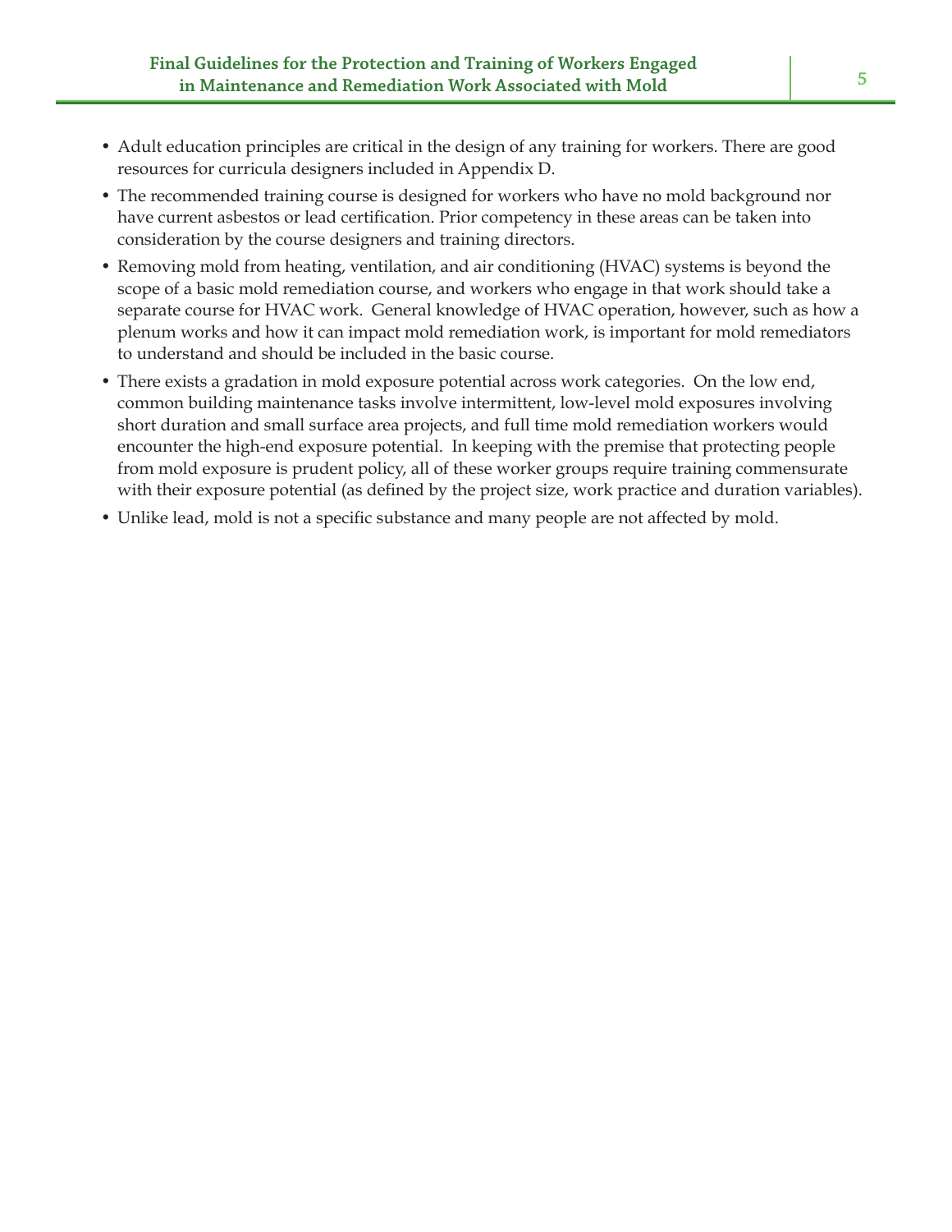- Adult education principles are critical in the design of any training for workers. There are good resources for curricula designers included in Appendix D.
- The recommended training course is designed for workers who have no mold background nor have current asbestos or lead certification. Prior competency in these areas can be taken into consideration by the course designers and training directors.
- Removing mold from heating, ventilation, and air conditioning (HVAC) systems is beyond the scope of a basic mold remediation course, and workers who engage in that work should take a separate course for HVAC work. General knowledge of HVAC operation, however, such as how a plenum works and how it can impact mold remediation work, is important for mold remediators to understand and should be included in the basic course.
- There exists a gradation in mold exposure potential across work categories. On the low end, common building maintenance tasks involve intermittent, low-level mold exposures involving short duration and small surface area projects, and full time mold remediation workers would encounter the high-end exposure potential. In keeping with the premise that protecting people from mold exposure is prudent policy, all of these worker groups require training commensurate with their exposure potential (as defined by the project size, work practice and duration variables).
- Unlike lead, mold is not a specific substance and many people are not affected by mold.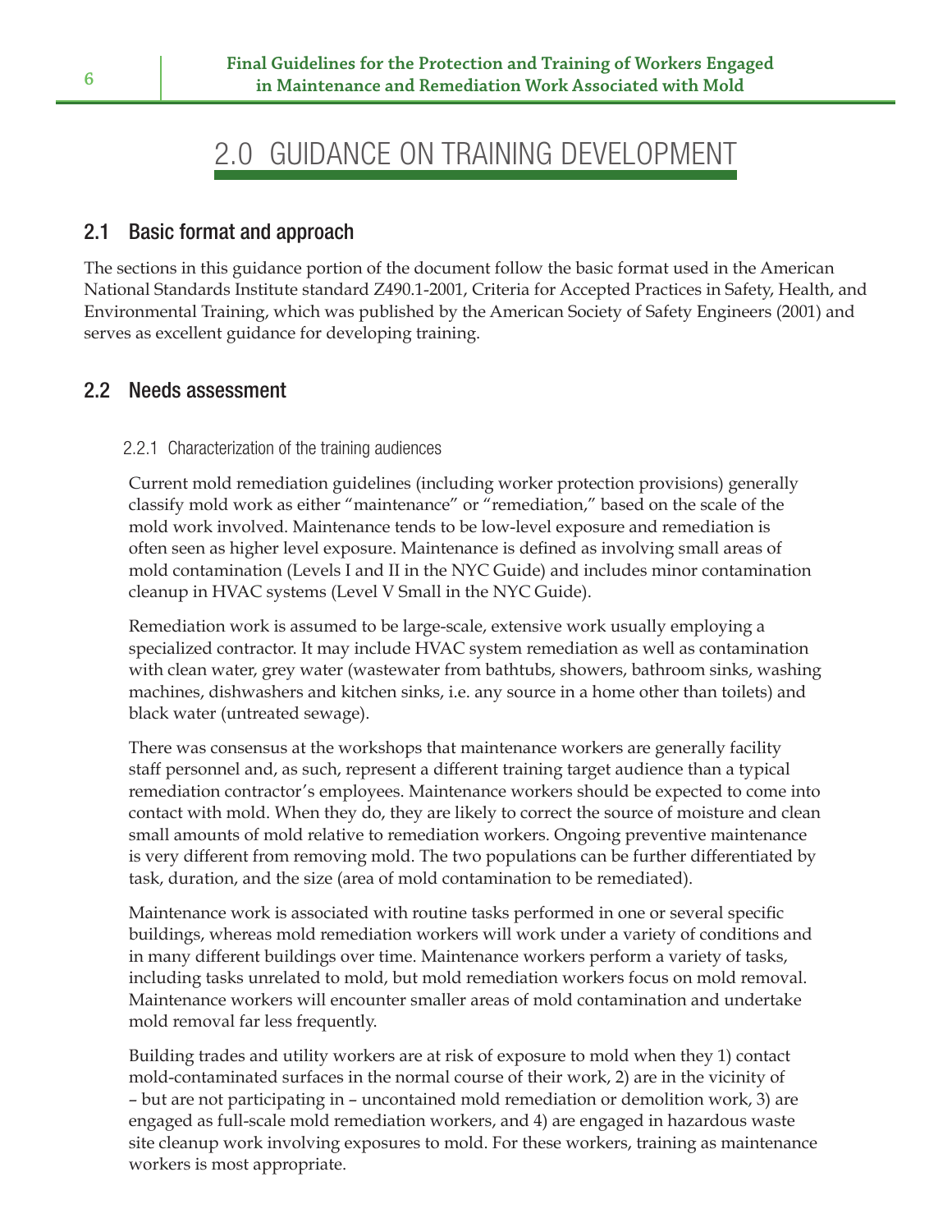# 2.0 GUIDANCE ON TRAINING DEVELOPMENT

## 2.1 Basic format and approach

The sections in this guidance portion of the document follow the basic format used in the American National Standards Institute standard Z490.1-2001, Criteria for Accepted Practices in Safety, Health, and Environmental Training, which was published by the American Society of Safety Engineers (2001) and serves as excellent guidance for developing training.

## 2.2 Needs assessment

### 2.2.1 Characterization of the training audiences

Current mold remediation guidelines (including worker protection provisions) generally classify mold work as either "maintenance" or "remediation," based on the scale of the mold work involved. Maintenance tends to be low-level exposure and remediation is often seen as higher level exposure. Maintenance is defined as involving small areas of mold contamination (Levels I and II in the NYC Guide) and includes minor contamination cleanup in HVAC systems (Level V Small in the NYC Guide).

Remediation work is assumed to be large-scale, extensive work usually employing a specialized contractor. It may include HVAC system remediation as well as contamination with clean water, grey water (wastewater from bathtubs, showers, bathroom sinks, washing machines, dishwashers and kitchen sinks, i.e. any source in a home other than toilets) and black water (untreated sewage).

There was consensus at the workshops that maintenance workers are generally facility staff personnel and, as such, represent a different training target audience than a typical remediation contractor's employees. Maintenance workers should be expected to come into contact with mold. When they do, they are likely to correct the source of moisture and clean small amounts of mold relative to remediation workers. Ongoing preventive maintenance is very different from removing mold. The two populations can be further differentiated by task, duration, and the size (area of mold contamination to be remediated).

Maintenance work is associated with routine tasks performed in one or several specific buildings, whereas mold remediation workers will work under a variety of conditions and in many different buildings over time. Maintenance workers perform a variety of tasks, including tasks unrelated to mold, but mold remediation workers focus on mold removal. Maintenance workers will encounter smaller areas of mold contamination and undertake mold removal far less frequently.

Building trades and utility workers are at risk of exposure to mold when they 1) contact mold-contaminated surfaces in the normal course of their work, 2) are in the vicinity of – but are not participating in – uncontained mold remediation or demolition work, 3) are engaged as full-scale mold remediation workers, and 4) are engaged in hazardous waste site cleanup work involving exposures to mold. For these workers, training as maintenance workers is most appropriate.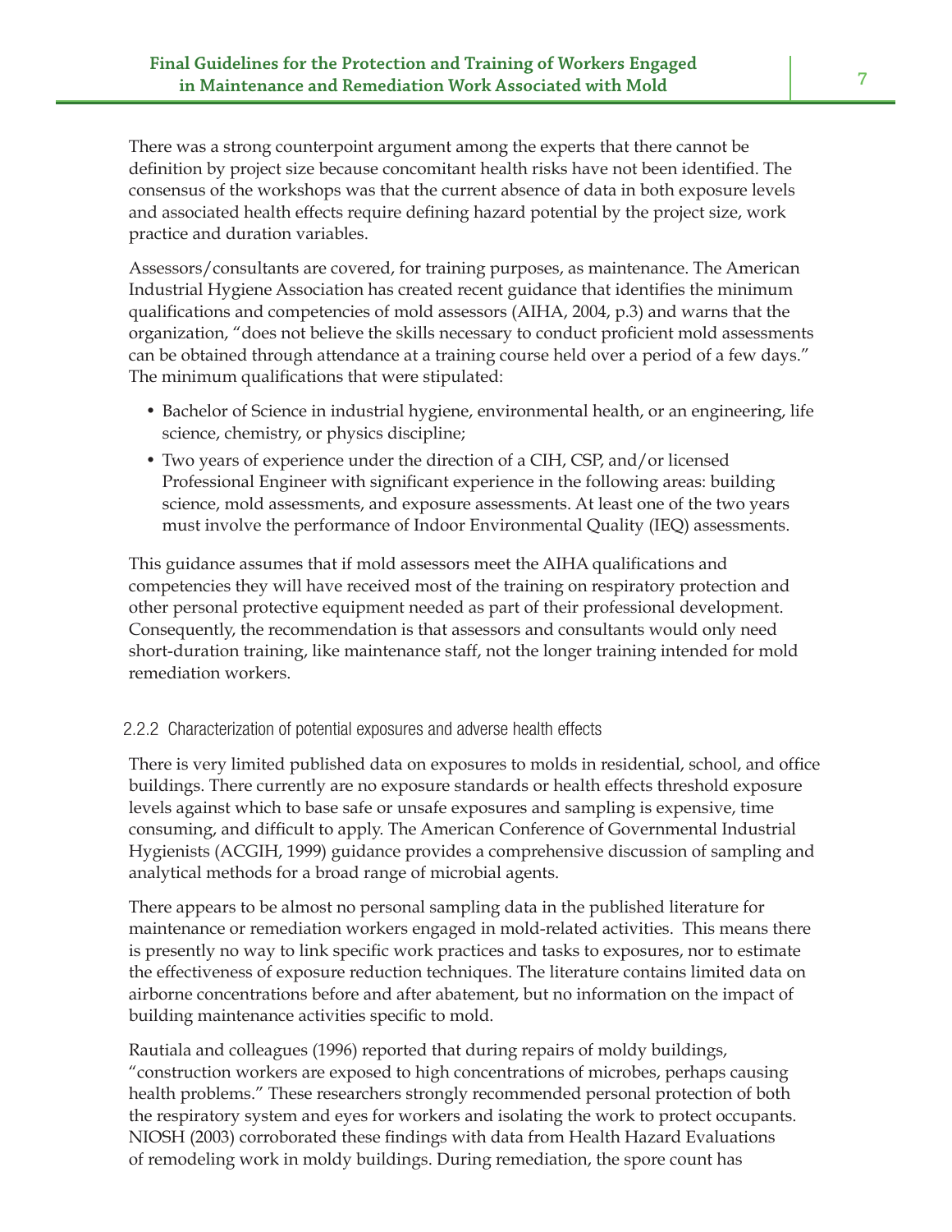There was a strong counterpoint argument among the experts that there cannot be definition by project size because concomitant health risks have not been identified. The consensus of the workshops was that the current absence of data in both exposure levels and associated health effects require defining hazard potential by the project size, work practice and duration variables.

Assessors/consultants are covered, for training purposes, as maintenance. The American Industrial Hygiene Association has created recent guidance that identifies the minimum qualifications and competencies of mold assessors (AIHA, 2004, p.3) and warns that the organization, "does not believe the skills necessary to conduct proficient mold assessments can be obtained through attendance at a training course held over a period of a few days." The minimum qualifications that were stipulated:

- Bachelor of Science in industrial hygiene, environmental health, or an engineering, life science, chemistry, or physics discipline;
- Two years of experience under the direction of a CIH, CSP, and/or licensed Professional Engineer with significant experience in the following areas: building science, mold assessments, and exposure assessments. At least one of the two years must involve the performance of Indoor Environmental Quality (IEQ) assessments.

This guidance assumes that if mold assessors meet the AIHA qualifications and competencies they will have received most of the training on respiratory protection and other personal protective equipment needed as part of their professional development. Consequently, the recommendation is that assessors and consultants would only need short-duration training, like maintenance staff, not the longer training intended for mold remediation workers.

### 2.2.2 Characterization of potential exposures and adverse health effects

There is very limited published data on exposures to molds in residential, school, and office buildings. There currently are no exposure standards or health effects threshold exposure levels against which to base safe or unsafe exposures and sampling is expensive, time consuming, and difficult to apply. The American Conference of Governmental Industrial Hygienists (ACGIH, 1999) guidance provides a comprehensive discussion of sampling and analytical methods for a broad range of microbial agents.

There appears to be almost no personal sampling data in the published literature for maintenance or remediation workers engaged in mold-related activities. This means there is presently no way to link specific work practices and tasks to exposures, nor to estimate the effectiveness of exposure reduction techniques. The literature contains limited data on airborne concentrations before and after abatement, but no information on the impact of building maintenance activities specific to mold.

Rautiala and colleagues (1996) reported that during repairs of moldy buildings, "construction workers are exposed to high concentrations of microbes, perhaps causing health problems." These researchers strongly recommended personal protection of both the respiratory system and eyes for workers and isolating the work to protect occupants. NIOSH (2003) corroborated these findings with data from Health Hazard Evaluations of remodeling work in moldy buildings. During remediation, the spore count has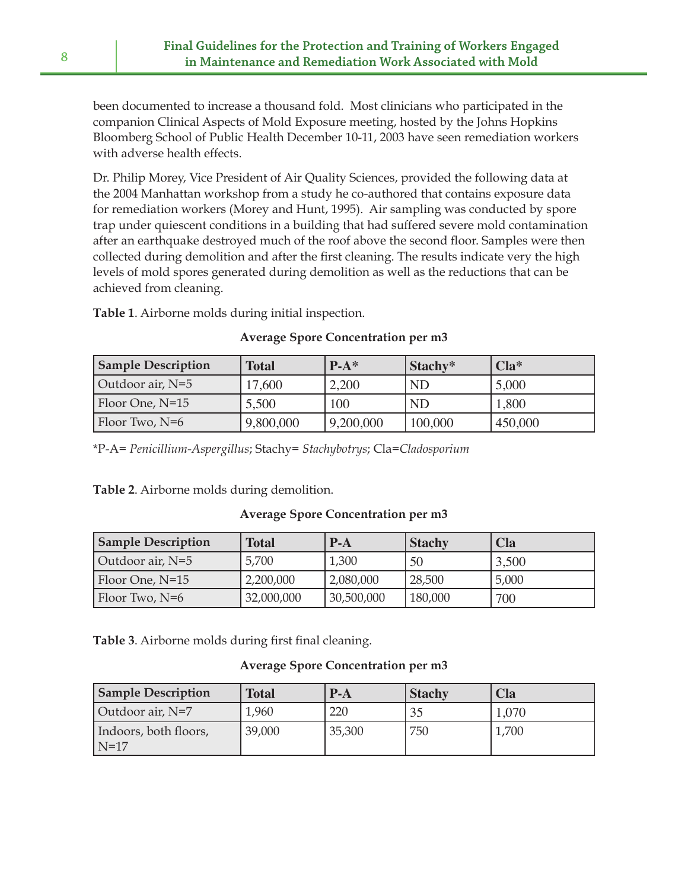been documented to increase a thousand fold.  Most clinicians who participated in the companion Clinical Aspects of Mold Exposure meeting, hosted by the Johns Hopkins Bloomberg School of Public Health December 10-11, 2003 have seen remediation workers with adverse health effects.

Dr. Philip Morey, Vice President of Air Quality Sciences, provided the following data at the 2004 Manhattan workshop from a study he co-authored that contains exposure data for remediation workers (Morey and Hunt, 1995).  Air sampling was conducted by spore trap under quiescent conditions in a building that had suffered severe mold contamination after an earthquake destroyed much of the roof above the second floor. Samples were then collected during demolition and after the first cleaning. The results indicate very the high levels of mold spores generated during demolition as well as the reductions that can be achieved from cleaning.

**Table 1**. Airborne molds during initial inspection.

**Average Spore Concentration per m3**

| Sample Description | Total | P-A* | Stachy* | Cla* |
|---|---|---|---|---|
| Outdoor air, N=5 | 17,600 | 2,200 | ND | 5,000 |
| Floor One, N=15 | 5,500 | 100 | ND | 1,800 |
| Floor Two, N=6 | 9,800,000 | 9,200,000 | 100,000 | 450,000 |

*P-A= *Penicillium-Aspergillus*; Stachy= *Stachybotrys*; Cla=*Cladosporium*

**Table 2**. Airborne molds during demolition.

**Average Spore Concentration per m3**

| Sample Description | Total | P-A | Stachy | Cla |
|---|---|---|---|---|
| Outdoor air, N=5 | 5,700 | 1,300 | 50 | 3,500 |
| Floor One, N=15 | 2,200,000 | 2,080,000 | 28,500 | 5,000 |
| Floor Two, N=6 | 32,000,000 | 30,500,000 | 180,000 | 700 |

**Table 3**. Airborne molds during first final cleaning.

**Average Spore Concentration per m3**

| Sample Description | Total | P-A | Stachy | Cla |
|---|---|---|---|---|
| Outdoor air, N=7 | 1,960 | 220 | 35 | 1,070 |
| Indoors, both floors, N=17 | 39,000 | 35,300 | 750 | 1,700 |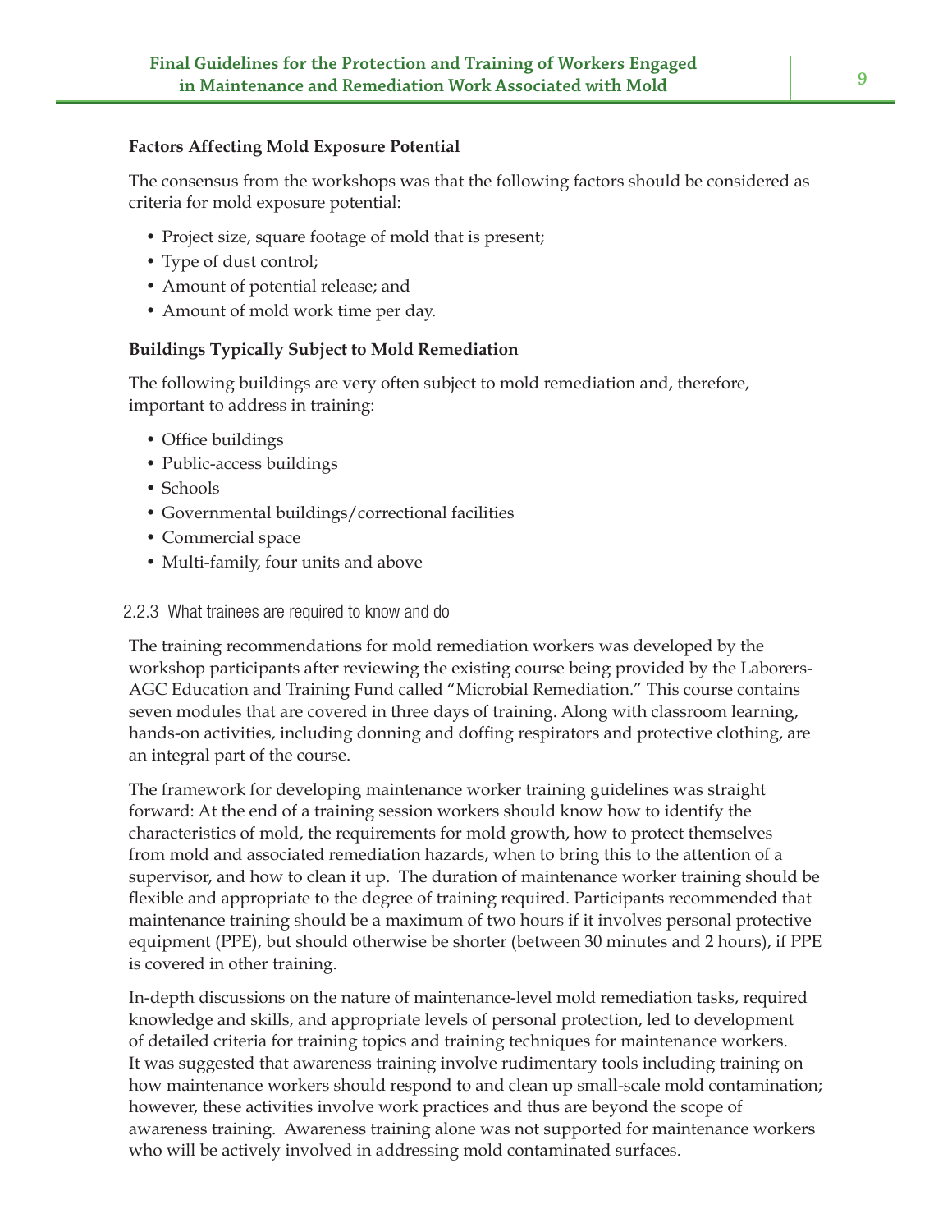**Factors Affecting Mold Exposure Potential**

The consensus from the workshops was that the following factors should be considered as criteria for mold exposure potential:

- Project size, square footage of mold that is present;
- Type of dust control;
- Amount of potential release; and
- Amount of mold work time per day.

**Buildings Typically Subject to Mold Remediation**

The following buildings are very often subject to mold remediation and, therefore, important to address in training:

- Office buildings
- Public-access buildings
- Schools
- Governmental buildings/correctional facilities
- Commercial space
- Multi-family, four units and above

### 2.2.3 What trainees are required to know and do

The training recommendations for mold remediation workers was developed by the workshop participants after reviewing the existing course being provided by the Laborers-AGC Education and Training Fund called "Microbial Remediation." This course contains seven modules that are covered in three days of training. Along with classroom learning, hands-on activities, including donning and doffing respirators and protective clothing, are an integral part of the course.

The framework for developing maintenance worker training guidelines was straight forward: At the end of a training session workers should know how to identify the characteristics of mold, the requirements for mold growth, how to protect themselves from mold and associated remediation hazards, when to bring this to the attention of a supervisor, and how to clean it up. The duration of maintenance worker training should be flexible and appropriate to the degree of training required. Participants recommended that maintenance training should be a maximum of two hours if it involves personal protective equipment (PPE), but should otherwise be shorter (between 30 minutes and 2 hours), if PPE is covered in other training.

In-depth discussions on the nature of maintenance-level mold remediation tasks, required knowledge and skills, and appropriate levels of personal protection, led to development of detailed criteria for training topics and training techniques for maintenance workers. It was suggested that awareness training involve rudimentary tools including training on how maintenance workers should respond to and clean up small-scale mold contamination; however, these activities involve work practices and thus are beyond the scope of awareness training. Awareness training alone was not supported for maintenance workers who will be actively involved in addressing mold contaminated surfaces.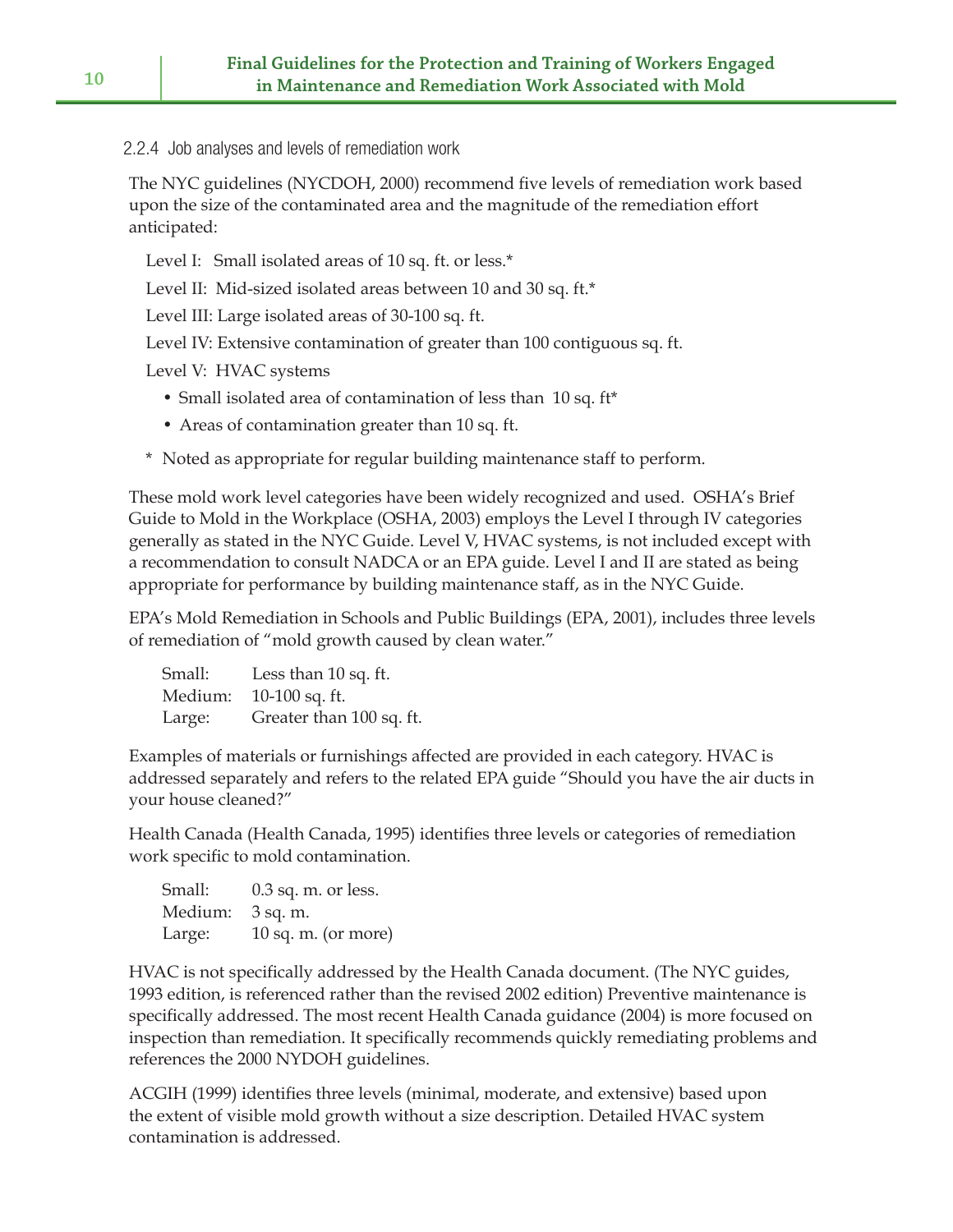### 2.2.4 Job analyses and levels of remediation work

The NYC guidelines (NYCDOH, 2000) recommend five levels of remediation work based upon the size of the contaminated area and the magnitude of the remediation effort anticipated:

Level I: Small isolated areas of 10 sq. ft. or less.*

Level II: Mid-sized isolated areas between 10 and 30 sq. ft.*

Level III: Large isolated areas of 30-100 sq. ft.

Level IV: Extensive contamination of greater than 100 contiguous sq. ft.

Level V: HVAC systems

- Small isolated area of contamination of less than 10 sq. ft*
- Areas of contamination greater than 10 sq. ft.

\* Noted as appropriate for regular building maintenance staff to perform.

These mold work level categories have been widely recognized and used. OSHA's Brief Guide to Mold in the Workplace (OSHA, 2003) employs the Level I through IV categories generally as stated in the NYC Guide. Level V, HVAC systems, is not included except with a recommendation to consult NADCA or an EPA guide. Level I and II are stated as being appropriate for performance by building maintenance staff, as in the NYC Guide.

EPA's Mold Remediation in Schools and Public Buildings (EPA, 2001), includes three levels of remediation of "mold growth caused by clean water."

| | |
|---|---|
| Small: | Less than 10 sq. ft. |
| Medium: | 10-100 sq. ft. |
| Large: | Greater than 100 sq. ft. |

Examples of materials or furnishings affected are provided in each category. HVAC is addressed separately and refers to the related EPA guide "Should you have the air ducts in your house cleaned?"

Health Canada (Health Canada, 1995) identifies three levels or categories of remediation work specific to mold contamination.

| | |
|---|---|
| Small: | 0.3 sq. m. or less. |
| Medium: | 3 sq. m. |
| Large: | 10 sq. m. (or more) |

HVAC is not specifically addressed by the Health Canada document. (The NYC guides, 1993 edition, is referenced rather than the revised 2002 edition) Preventive maintenance is specifically addressed. The most recent Health Canada guidance (2004) is more focused on inspection than remediation. It specifically recommends quickly remediating problems and references the 2000 NYDOH guidelines.

ACGIH (1999) identifies three levels (minimal, moderate, and extensive) based upon the extent of visible mold growth without a size description. Detailed HVAC system contamination is addressed.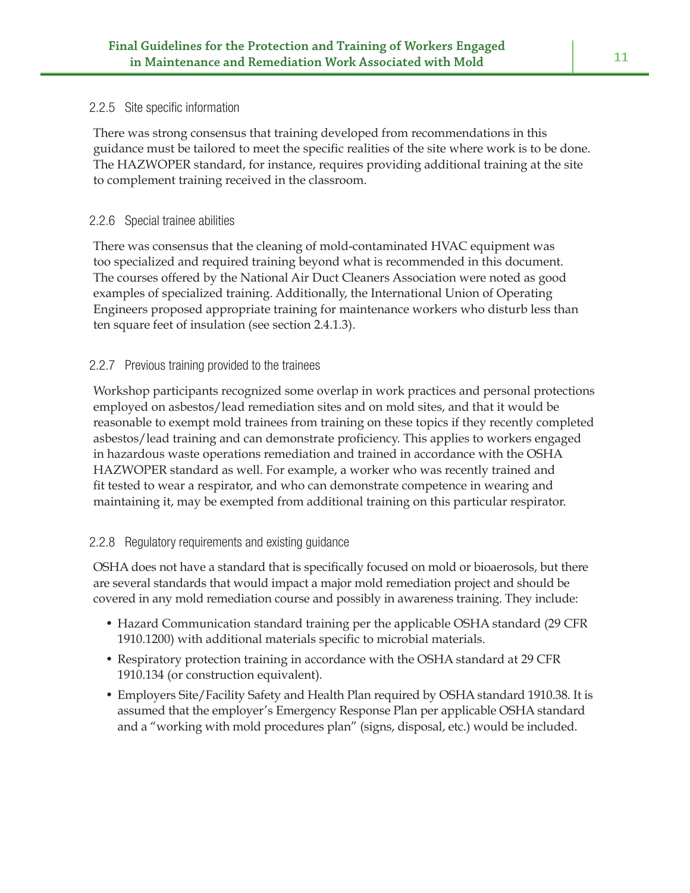### 2.2.5 Site specific information

There was strong consensus that training developed from recommendations in this guidance must be tailored to meet the specific realities of the site where work is to be done. The HAZWOPER standard, for instance, requires providing additional training at the site to complement training received in the classroom.

### 2.2.6 Special trainee abilities

There was consensus that the cleaning of mold-contaminated HVAC equipment was too specialized and required training beyond what is recommended in this document. The courses offered by the National Air Duct Cleaners Association were noted as good examples of specialized training. Additionally, the International Union of Operating Engineers proposed appropriate training for maintenance workers who disturb less than ten square feet of insulation (see section 2.4.1.3).

### 2.2.7 Previous training provided to the trainees

Workshop participants recognized some overlap in work practices and personal protections employed on asbestos/lead remediation sites and on mold sites, and that it would be reasonable to exempt mold trainees from training on these topics if they recently completed asbestos/lead training and can demonstrate proficiency. This applies to workers engaged in hazardous waste operations remediation and trained in accordance with the OSHA HAZWOPER standard as well. For example, a worker who was recently trained and fit tested to wear a respirator, and who can demonstrate competence in wearing and maintaining it, may be exempted from additional training on this particular respirator.

### 2.2.8 Regulatory requirements and existing guidance

OSHA does not have a standard that is specifically focused on mold or bioaerosols, but there are several standards that would impact a major mold remediation project and should be covered in any mold remediation course and possibly in awareness training. They include:

- Hazard Communication standard training per the applicable OSHA standard (29 CFR 1910.1200) with additional materials specific to microbial materials.
- Respiratory protection training in accordance with the OSHA standard at 29 CFR 1910.134 (or construction equivalent).
- Employers Site/Facility Safety and Health Plan required by OSHA standard 1910.38. It is assumed that the employer's Emergency Response Plan per applicable OSHA standard and a "working with mold procedures plan" (signs, disposal, etc.) would be included.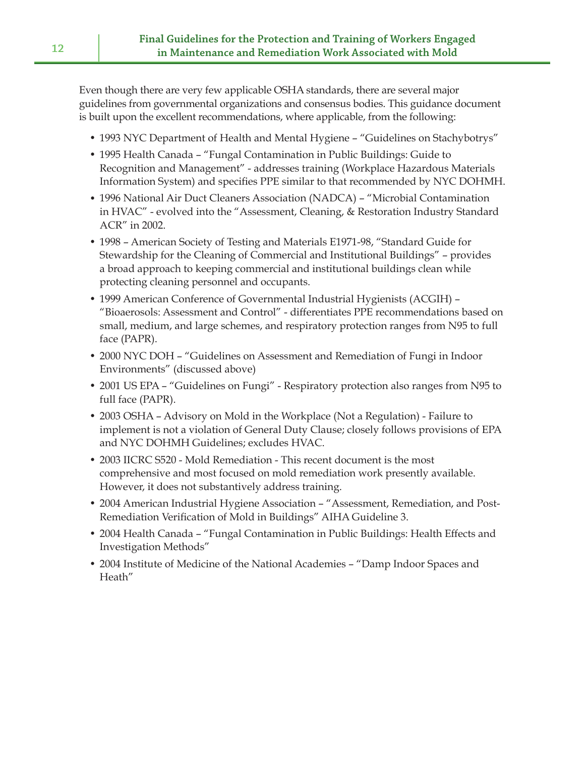Even though there are very few applicable OSHA standards, there are several major guidelines from governmental organizations and consensus bodies. This guidance document is built upon the excellent recommendations, where applicable, from the following:

- 1993 NYC Department of Health and Mental Hygiene – "Guidelines on Stachybotrys"
- 1995 Health Canada – "Fungal Contamination in Public Buildings: Guide to Recognition and Management" - addresses training (Workplace Hazardous Materials Information System) and specifies PPE similar to that recommended by NYC DOHMH.
- 1996 National Air Duct Cleaners Association (NADCA) – "Microbial Contamination in HVAC" - evolved into the "Assessment, Cleaning, & Restoration Industry Standard ACR" in 2002.
- 1998 – American Society of Testing and Materials E1971-98, "Standard Guide for Stewardship for the Cleaning of Commercial and Institutional Buildings" – provides a broad approach to keeping commercial and institutional buildings clean while protecting cleaning personnel and occupants.
- 1999 American Conference of Governmental Industrial Hygienists (ACGIH) – "Bioaerosols: Assessment and Control" - differentiates PPE recommendations based on small, medium, and large schemes, and respiratory protection ranges from N95 to full face (PAPR).
- 2000 NYC DOH – "Guidelines on Assessment and Remediation of Fungi in Indoor Environments" (discussed above)
- 2001 US EPA – "Guidelines on Fungi" - Respiratory protection also ranges from N95 to full face (PAPR).
- 2003 OSHA – Advisory on Mold in the Workplace (Not a Regulation) - Failure to implement is not a violation of General Duty Clause; closely follows provisions of EPA and NYC DOHMH Guidelines; excludes HVAC.
- 2003 IICRC S520 - Mold Remediation - This recent document is the most comprehensive and most focused on mold remediation work presently available. However, it does not substantively address training.
- 2004 American Industrial Hygiene Association – "Assessment, Remediation, and Post-Remediation Verification of Mold in Buildings" AIHA Guideline 3.
- 2004 Health Canada – "Fungal Contamination in Public Buildings: Health Effects and Investigation Methods"
- 2004 Institute of Medicine of the National Academies – "Damp Indoor Spaces and Heath"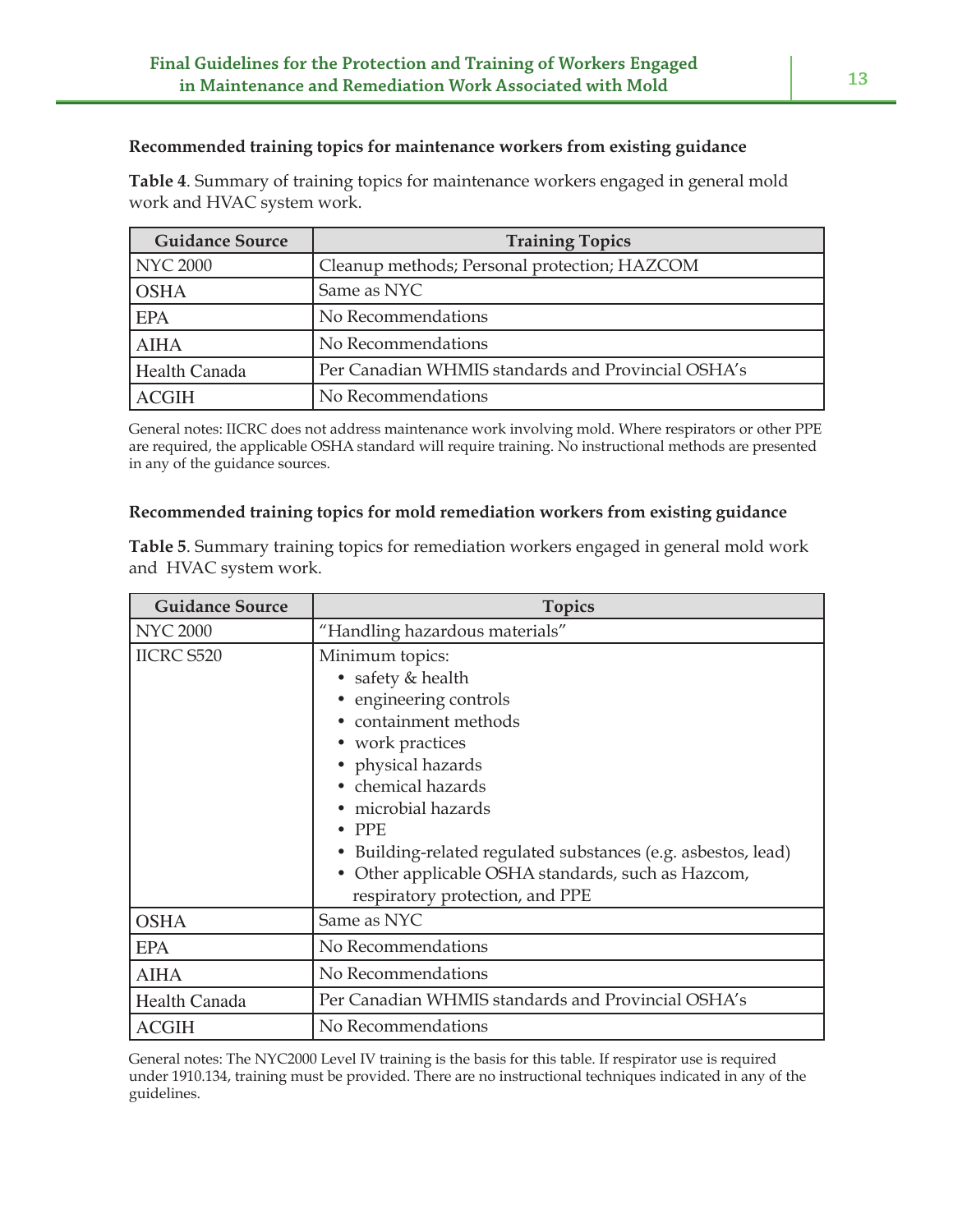**Recommended training topics for maintenance workers from existing guidance**

**Table 4**. Summary of training topics for maintenance workers engaged in general mold work and HVAC system work.

| Guidance Source | Training Topics |
| --- | --- |
| NYC 2000 | Cleanup methods; Personal protection; HAZCOM |
| OSHA | Same as NYC |
| EPA | No Recommendations |
| AIHA | No Recommendations |
| Health Canada | Per Canadian WHMIS standards and Provincial OSHA's |
| ACGIH | No Recommendations |

General notes: IICRC does not address maintenance work involving mold. Where respirators or other PPE are required, the applicable OSHA standard will require training. No instructional methods are presented in any of the guidance sources.

**Recommended training topics for mold remediation workers from existing guidance**

**Table 5**. Summary training topics for remediation workers engaged in general mold work and HVAC system work.

| Guidance Source | Topics |
| --- | --- |
| NYC 2000 | "Handling hazardous materials" |
| IICRC S520 | Minimum topics:<br>• safety & health<br>• engineering controls<br>• containment methods<br>• work practices<br>• physical hazards<br>• chemical hazards<br>• microbial hazards<br>• PPE<br>• Building-related regulated substances (e.g. asbestos, lead)<br>• Other applicable OSHA standards, such as Hazcom, respiratory protection, and PPE |
| OSHA | Same as NYC |
| EPA | No Recommendations |
| AIHA | No Recommendations |
| Health Canada | Per Canadian WHMIS standards and Provincial OSHA's |
| ACGIH | No Recommendations |

General notes: The NYC2000 Level IV training is the basis for this table. If respirator use is required under 1910.134, training must be provided. There are no instructional techniques indicated in any of the guidelines.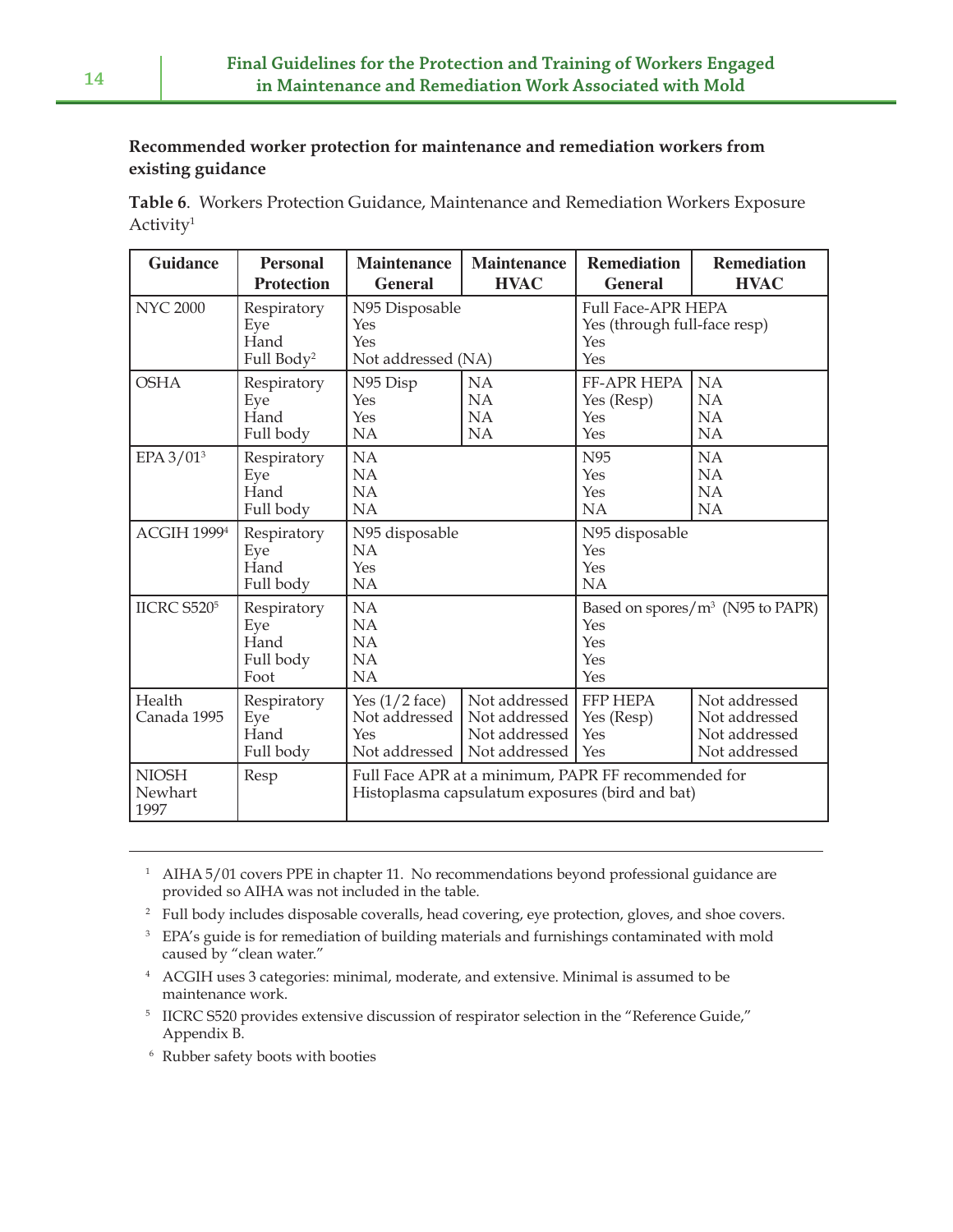**Recommended worker protection for maintenance and remediation workers from existing guidance**

**Table 6**. Workers Protection Guidance, Maintenance and Remediation Workers Exposure Activity[1]

| Guidance | Personal Protection | Maintenance General | Maintenance HVAC | Remediation General | Remediation HVAC |
|---|---|---|---|---|---|
| NYC 2000 | Respiratory<br>Eye<br>Hand<br>Full Body[2] | N95 Disposable<br>Yes<br>Yes<br>Not addressed (NA) | | Full Face-APR HEPA<br>Yes (through full-face resp)<br>Yes<br>Yes | |
| OSHA | Respiratory<br>Eye<br>Hand<br>Full body | N95 Disp<br>Yes<br>Yes<br>NA | NA<br>NA<br>NA<br>NA | FF-APR HEPA<br>Yes (Resp)<br>Yes<br>Yes | NA<br>NA<br>NA<br>NA |
| EPA 3/01[3] | Respiratory<br>Eye<br>Hand<br>Full body | NA<br>NA<br>NA<br>NA | | N95<br>Yes<br>Yes<br>NA | NA<br>NA<br>NA<br>NA |
| ACGIH 1999[4] | Respiratory<br>Eye<br>Hand<br>Full body | N95 disposable<br>NA<br>Yes<br>NA | | N95 disposable<br>Yes<br>Yes<br>NA | |
| IICRC S520[5] | Respiratory<br>Eye<br>Hand<br>Full body<br>Foot | NA<br>NA<br>NA<br>NA<br>NA | | Based on spores/$m^3$ (N95 to PAPR)<br>Yes<br>Yes<br>Yes<br>Yes | |
| Health Canada 1995 | Respiratory<br>Eye<br>Hand<br>Full body | Yes (1/2 face)<br>Not addressed<br>Yes<br>Not addressed | Not addressed<br>Not addressed<br>Not addressed<br>Not addressed | FFP HEPA<br>Yes (Resp)<br>Yes<br>Yes | Not addressed<br>Not addressed<br>Not addressed<br>Not addressed |
| NIOSH Newhart 1997 | Resp | Full Face APR at a minimum, PAPR FF recommended for Histoplasma capsulatum exposures (bird and bat) | | | |

[1] AIHA 5/01 covers PPE in chapter 11. No recommendations beyond professional guidance are provided so AIHA was not included in the table.

[2] Full body includes disposable coveralls, head covering, eye protection, gloves, and shoe covers.

[3] EPA's guide is for remediation of building materials and furnishings contaminated with mold caused by "clean water."

[4] ACGIH uses 3 categories: minimal, moderate, and extensive. Minimal is assumed to be maintenance work.

[5] IICRC S520 provides extensive discussion of respirator selection in the "Reference Guide," Appendix B.

[6] Rubber safety boots with booties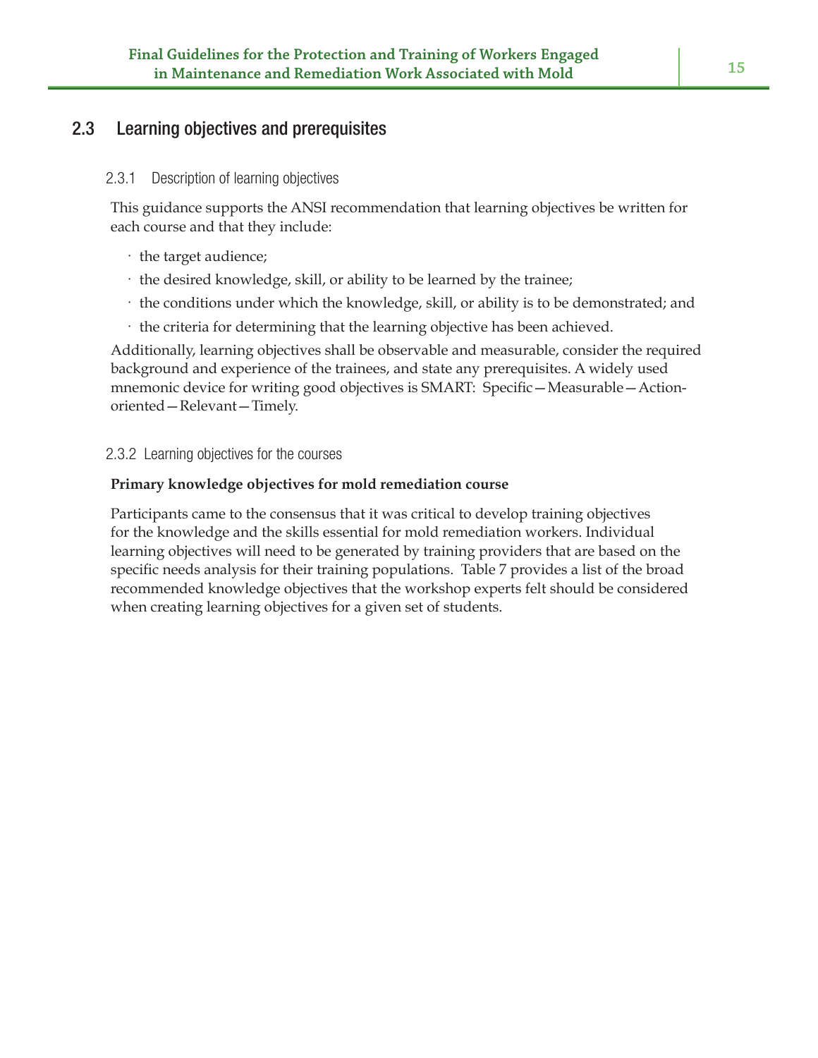## 2.3 Learning objectives and prerequisites

### 2.3.1 Description of learning objectives

This guidance supports the ANSI recommendation that learning objectives be written for each course and that they include:

- the target audience;
- the desired knowledge, skill, or ability to be learned by the trainee;
- the conditions under which the knowledge, skill, or ability is to be demonstrated; and
- the criteria for determining that the learning objective has been achieved.

Additionally, learning objectives shall be observable and measurable, consider the required background and experience of the trainees, and state any prerequisites. A widely used mnemonic device for writing good objectives is SMART: Specific—Measurable—Action-oriented—Relevant—Timely.

### 2.3.2 Learning objectives for the courses

**Primary knowledge objectives for mold remediation course**

Participants came to the consensus that it was critical to develop training objectives for the knowledge and the skills essential for mold remediation workers. Individual learning objectives will need to be generated by training providers that are based on the specific needs analysis for their training populations. Table 7 provides a list of the broad recommended knowledge objectives that the workshop experts felt should be considered when creating learning objectives for a given set of students.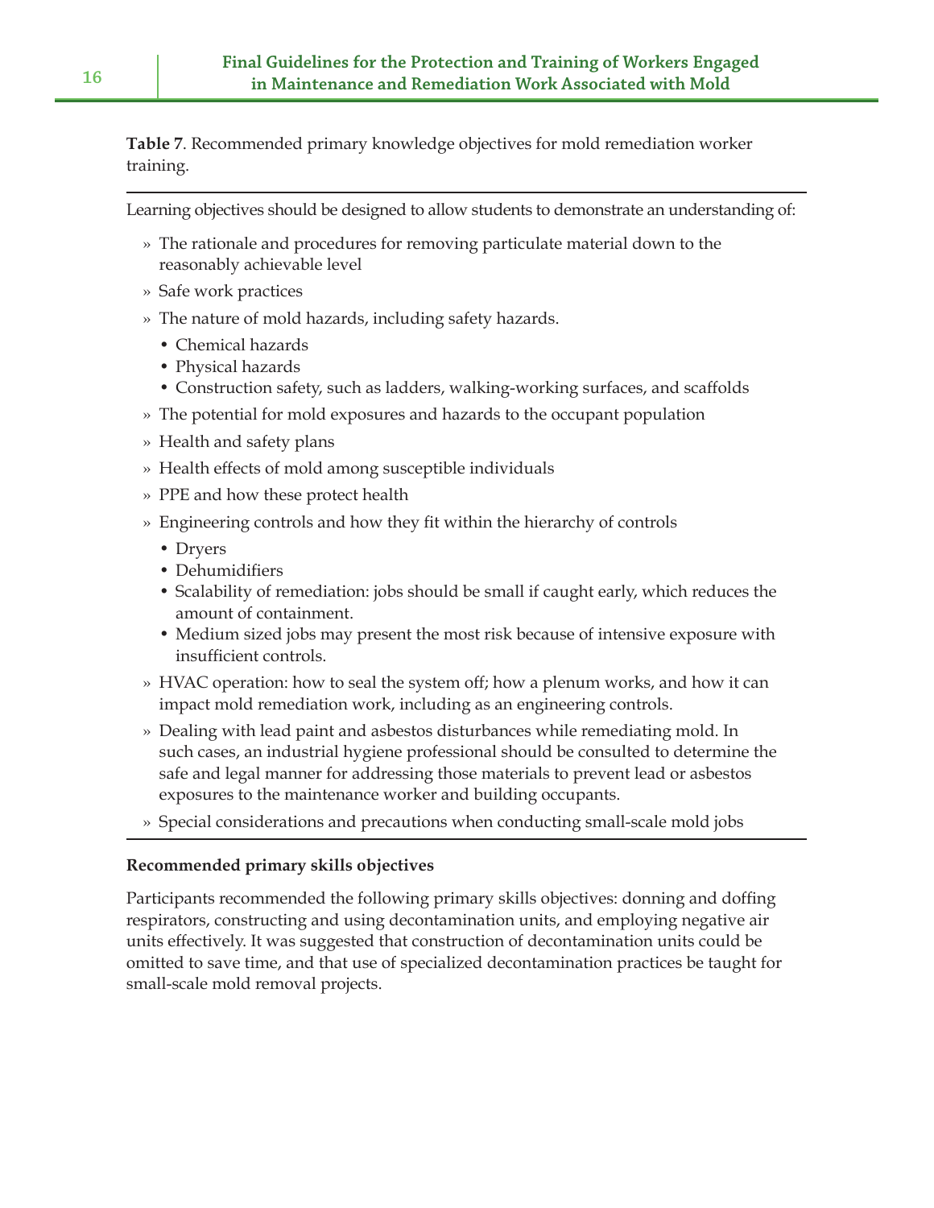**Table 7**. Recommended primary knowledge objectives for mold remediation worker training.

---

Learning objectives should be designed to allow students to demonstrate an understanding of:

- The rationale and procedures for removing particulate material down to the reasonably achievable level
- Safe work practices
- The nature of mold hazards, including safety hazards.
  - Chemical hazards
  - Physical hazards
  - Construction safety, such as ladders, walking-working surfaces, and scaffolds
- The potential for mold exposures and hazards to the occupant population
- Health and safety plans
- Health effects of mold among susceptible individuals
- PPE and how these protect health
- Engineering controls and how they fit within the hierarchy of controls
  - Dryers
  - Dehumidifiers
  - Scalability of remediation: jobs should be small if caught early, which reduces the amount of containment.
  - Medium sized jobs may present the most risk because of intensive exposure with insufficient controls.
- HVAC operation: how to seal the system off; how a plenum works, and how it can impact mold remediation work, including as an engineering controls.
- Dealing with lead paint and asbestos disturbances while remediating mold. In such cases, an industrial hygiene professional should be consulted to determine the safe and legal manner for addressing those materials to prevent lead or asbestos exposures to the maintenance worker and building occupants.
- Special considerations and precautions when conducting small-scale mold jobs

---

**Recommended primary skills objectives**

Participants recommended the following primary skills objectives: donning and doffing respirators, constructing and using decontamination units, and employing negative air units effectively. It was suggested that construction of decontamination units could be omitted to save time, and that use of specialized decontamination practices be taught for small-scale mold removal projects.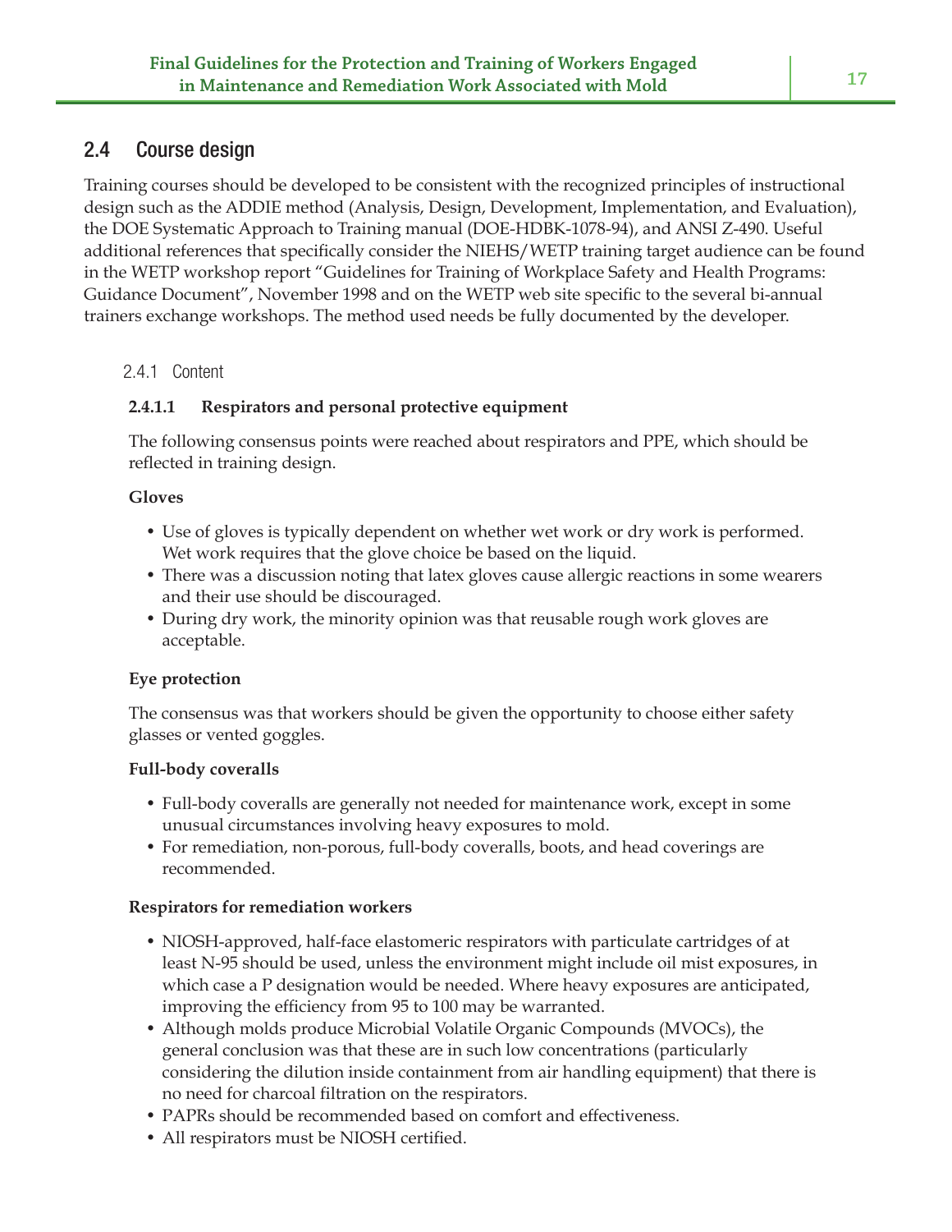## 2.4 Course design

Training courses should be developed to be consistent with the recognized principles of instructional design such as the ADDIE method (Analysis, Design, Development, Implementation, and Evaluation), the DOE Systematic Approach to Training manual (DOE-HDBK-1078-94), and ANSI Z-490. Useful additional references that specifically consider the NIEHS/WETP training target audience can be found in the WETP workshop report "Guidelines for Training of Workplace Safety and Health Programs: Guidance Document", November 1998 and on the WETP web site specific to the several bi-annual trainers exchange workshops. The method used needs be fully documented by the developer.

### 2.4.1 Content

#### 2.4.1.1 Respirators and personal protective equipment

The following consensus points were reached about respirators and PPE, which should be reflected in training design.

**Gloves**

- Use of gloves is typically dependent on whether wet work or dry work is performed. Wet work requires that the glove choice be based on the liquid.
- There was a discussion noting that latex gloves cause allergic reactions in some wearers and their use should be discouraged.
- During dry work, the minority opinion was that reusable rough work gloves are acceptable.

**Eye protection**

The consensus was that workers should be given the opportunity to choose either safety glasses or vented goggles.

**Full-body coveralls**

- Full-body coveralls are generally not needed for maintenance work, except in some unusual circumstances involving heavy exposures to mold.
- For remediation, non-porous, full-body coveralls, boots, and head coverings are recommended.

**Respirators for remediation workers**

- NIOSH-approved, half-face elastomeric respirators with particulate cartridges of at least N-95 should be used, unless the environment might include oil mist exposures, in which case a P designation would be needed. Where heavy exposures are anticipated, improving the efficiency from 95 to 100 may be warranted.
- Although molds produce Microbial Volatile Organic Compounds (MVOCs), the general conclusion was that these are in such low concentrations (particularly considering the dilution inside containment from air handling equipment) that there is no need for charcoal filtration on the respirators.
- PAPRs should be recommended based on comfort and effectiveness.
- All respirators must be NIOSH certified.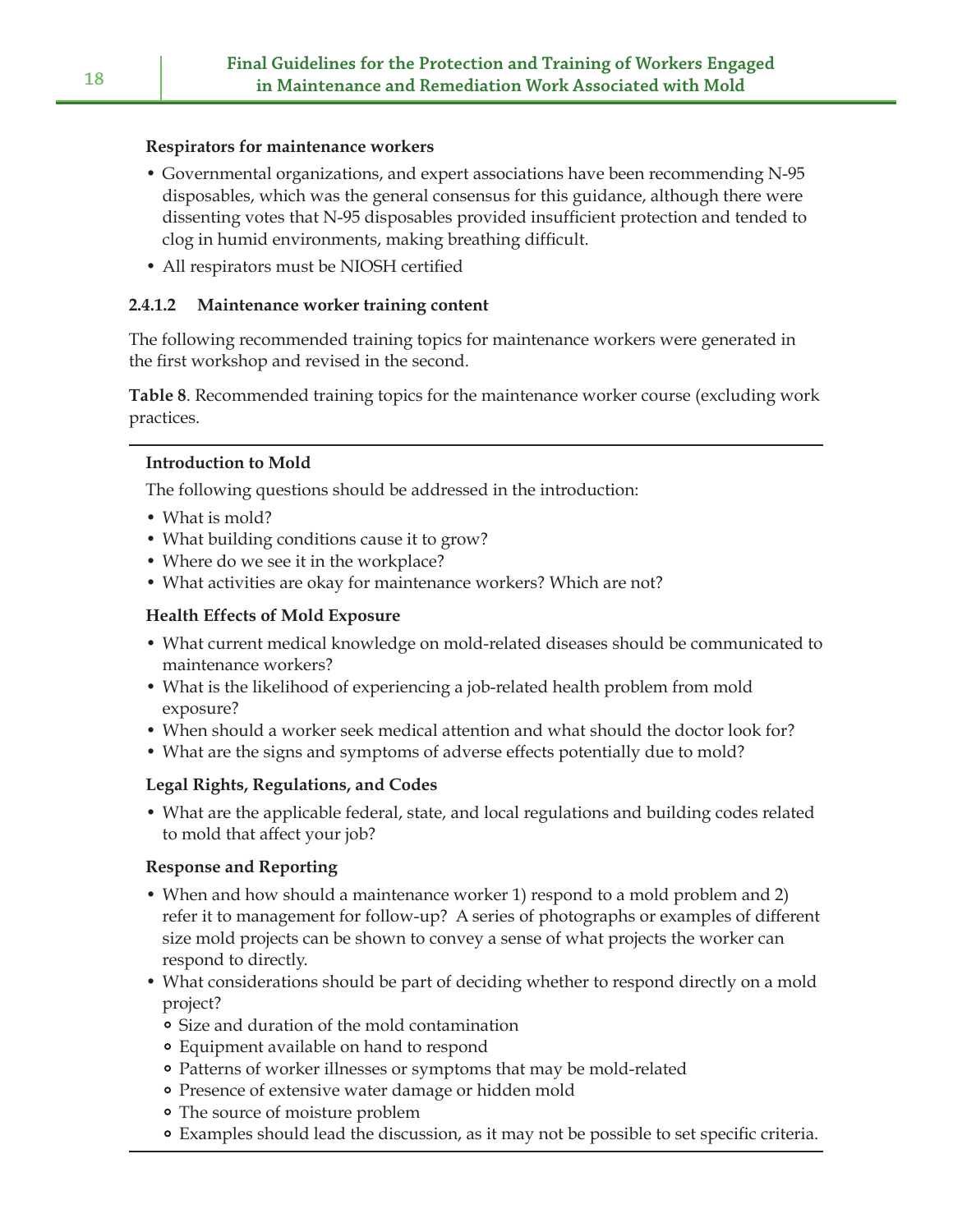**Respirators for maintenance workers**

- Governmental organizations, and expert associations have been recommending N-95 disposables, which was the general consensus for this guidance, although there were dissenting votes that N-95 disposables provided insufficient protection and tended to clog in humid environments, making breathing difficult.
- All respirators must be NIOSH certified

#### 2.4.1.2 Maintenance worker training content

The following recommended training topics for maintenance workers were generated in the first workshop and revised in the second.

**Table 8**. Recommended training topics for the maintenance worker course (excluding work practices.

---

**Introduction to Mold**

The following questions should be addressed in the introduction:

- What is mold?
- What building conditions cause it to grow?
- Where do we see it in the workplace?
- What activities are okay for maintenance workers? Which are not?

**Health Effects of Mold Exposure**

- What current medical knowledge on mold-related diseases should be communicated to maintenance workers?
- What is the likelihood of experiencing a job-related health problem from mold exposure?
- When should a worker seek medical attention and what should the doctor look for?
- What are the signs and symptoms of adverse effects potentially due to mold?

**Legal Rights, Regulations, and Codes**

- What are the applicable federal, state, and local regulations and building codes related to mold that affect your job?

**Response and Reporting**

- When and how should a maintenance worker 1) respond to a mold problem and 2) refer it to management for follow-up? A series of photographs or examples of different size mold projects can be shown to convey a sense of what projects the worker can respond to directly.
- What considerations should be part of deciding whether to respond directly on a mold project?
  - Size and duration of the mold contamination
  - Equipment available on hand to respond
  - Patterns of worker illnesses or symptoms that may be mold-related
  - Presence of extensive water damage or hidden mold
  - The source of moisture problem
  - Examples should lead the discussion, as it may not be possible to set specific criteria.

---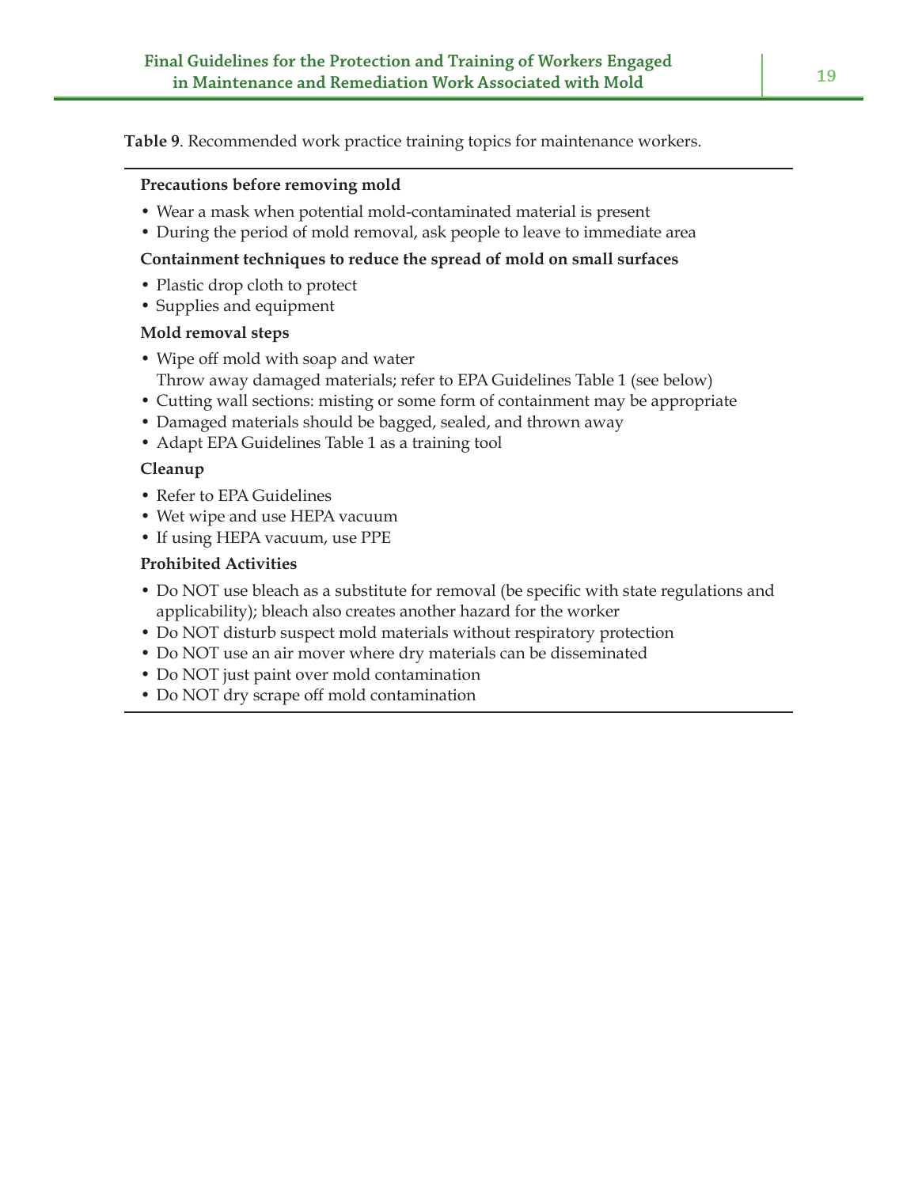**Table 9**. Recommended work practice training topics for maintenance workers.

**Precautions before removing mold**

- Wear a mask when potential mold-contaminated material is present
- During the period of mold removal, ask people to leave to immediate area

**Containment techniques to reduce the spread of mold on small surfaces**

- Plastic drop cloth to protect
- Supplies and equipment

**Mold removal steps**

- Wipe off mold with soap and water
  Throw away damaged materials; refer to EPA Guidelines Table 1 (see below)
- Cutting wall sections: misting or some form of containment may be appropriate
- Damaged materials should be bagged, sealed, and thrown away
- Adapt EPA Guidelines Table 1 as a training tool

**Cleanup**

- Refer to EPA Guidelines
- Wet wipe and use HEPA vacuum
- If using HEPA vacuum, use PPE

**Prohibited Activities**

- Do NOT use bleach as a substitute for removal (be specific with state regulations and applicability); bleach also creates another hazard for the worker
- Do NOT disturb suspect mold materials without respiratory protection
- Do NOT use an air mover where dry materials can be disseminated
- Do NOT just paint over mold contamination
- Do NOT dry scrape off mold contamination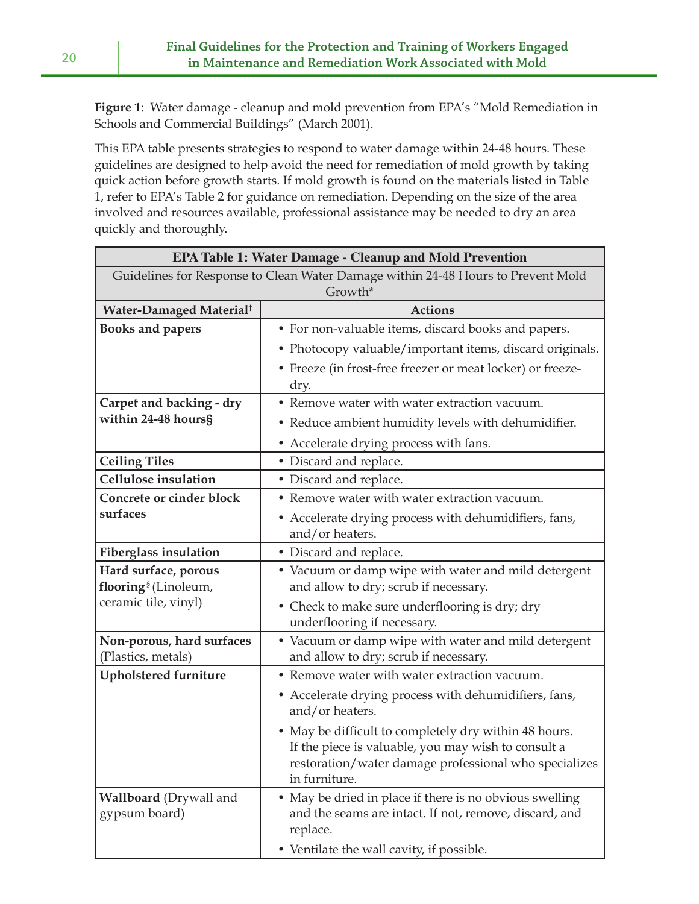**Figure 1**: Water damage - cleanup and mold prevention from EPA's "Mold Remediation in Schools and Commercial Buildings" (March 2001).

This EPA table presents strategies to respond to water damage within 24-48 hours. These guidelines are designed to help avoid the need for remediation of mold growth by taking quick action before growth starts. If mold growth is found on the materials listed in Table 1, refer to EPA's Table 2 for guidance on remediation. Depending on the size of the area involved and resources available, professional assistance may be needed to dry an area quickly and thoroughly.

| **EPA Table 1: Water Damage - Cleanup and Mold Prevention** | |
|---|---|
| Guidelines for Response to Clean Water Damage within 24-48 Hours to Prevent Mold Growth* | |
| **Water-Damaged Material†** | **Actions** |
| **Books and papers** | • For non-valuable items, discard books and papers.<br>• Photocopy valuable/important items, discard originals.<br>• Freeze (in frost-free freezer or meat locker) or freeze-dry. |
| **Carpet and backing - dry within 24-48 hours§** | • Remove water with water extraction vacuum.<br>• Reduce ambient humidity levels with dehumidifier.<br>• Accelerate drying process with fans. |
| **Ceiling Tiles** | • Discard and replace. |
| **Cellulose insulation** | • Discard and replace. |
| **Concrete or cinder block surfaces** | • Remove water with water extraction vacuum.<br>• Accelerate drying process with dehumidifiers, fans, and/or heaters. |
| **Fiberglass insulation** | • Discard and replace. |
| **Hard surface, porous flooring§** (Linoleum, ceramic tile, vinyl) | • Vacuum or damp wipe with water and mild detergent and allow to dry; scrub if necessary.<br>• Check to make sure underflooring is dry; dry underflooring if necessary. |
| **Non-porous, hard surfaces** (Plastics, metals) | • Vacuum or damp wipe with water and mild detergent and allow to dry; scrub if necessary. |
| **Upholstered furniture** | • Remove water with water extraction vacuum.<br>• Accelerate drying process with dehumidifiers, fans, and/or heaters.<br>• May be difficult to completely dry within 48 hours. If the piece is valuable, you may wish to consult a restoration/water damage professional who specializes in furniture. |
| **Wallboard** (Drywall and gypsum board) | • May be dried in place if there is no obvious swelling and the seams are intact. If not, remove, discard, and replace.<br>• Ventilate the wall cavity, if possible. |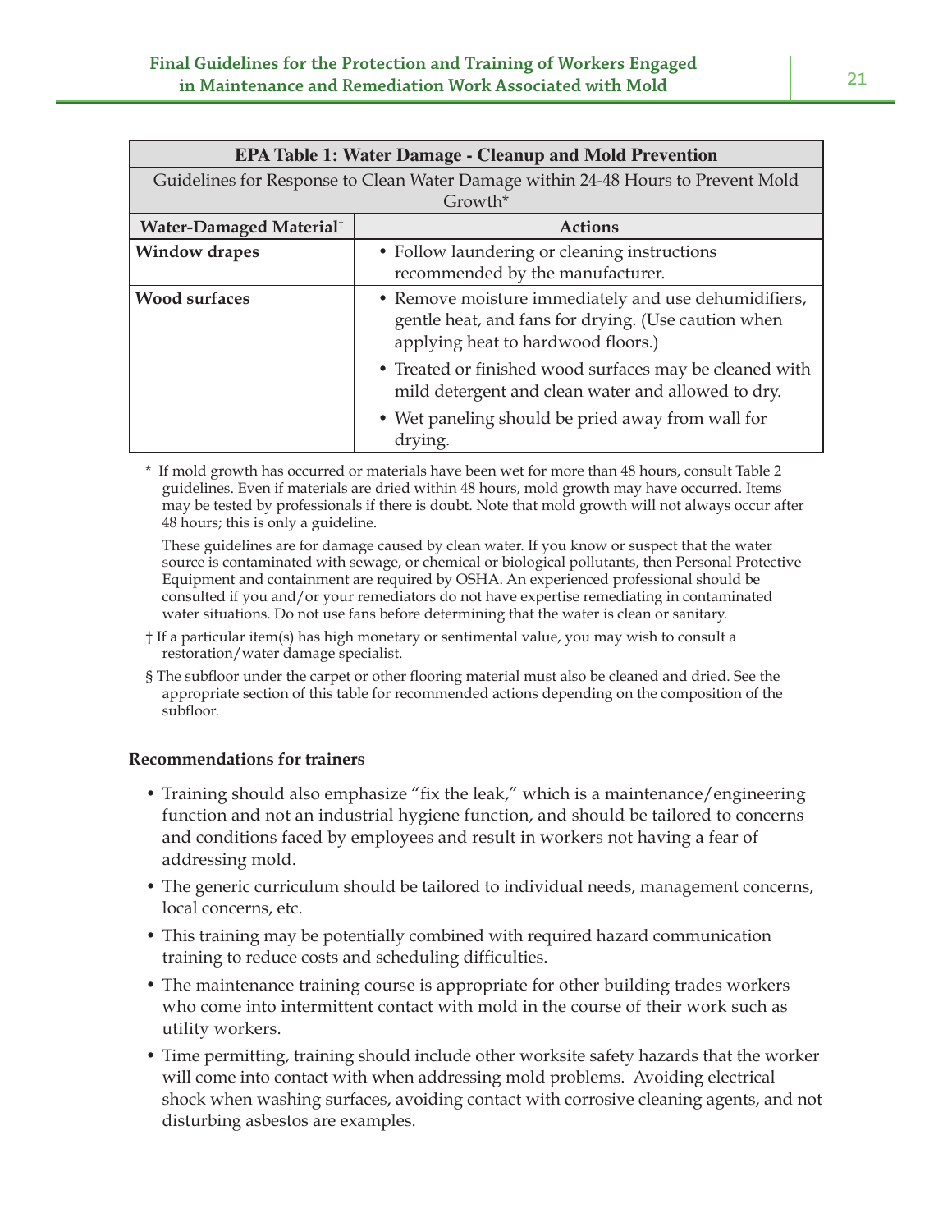| EPA Table 1: Water Damage - Cleanup and Mold Prevention | |
|---|---|
| Guidelines for Response to Clean Water Damage within 24-48 Hours to Prevent Mold Growth* | |
| **Water-Damaged Material†** | **Actions** |
| **Window drapes** | • Follow laundering or cleaning instructions recommended by the manufacturer. |
| **Wood surfaces** | • Remove moisture immediately and use dehumidifiers, gentle heat, and fans for drying. (Use caution when applying heat to hardwood floors.)<br>• Treated or finished wood surfaces may be cleaned with mild detergent and clean water and allowed to dry.<br>• Wet paneling should be pried away from wall for drying. |

* If mold growth has occurred or materials have been wet for more than 48 hours, consult Table 2 guidelines. Even if materials are dried within 48 hours, mold growth may have occurred. Items may be tested by professionals if there is doubt. Note that mold growth will not always occur after 48 hours; this is only a guideline.

These guidelines are for damage caused by clean water. If you know or suspect that the water source is contaminated with sewage, or chemical or biological pollutants, then Personal Protective Equipment and containment are required by OSHA. An experienced professional should be consulted if you and/or your remediators do not have expertise remediating in contaminated water situations. Do not use fans before determining that the water is clean or sanitary.

† If a particular item(s) has high monetary or sentimental value, you may wish to consult a restoration/water damage specialist.

§ The subfloor under the carpet or other flooring material must also be cleaned and dried. See the appropriate section of this table for recommended actions depending on the composition of the subfloor.

**Recommendations for trainers**

- Training should also emphasize "fix the leak," which is a maintenance/engineering function and not an industrial hygiene function, and should be tailored to concerns and conditions faced by employees and result in workers not having a fear of addressing mold.
- The generic curriculum should be tailored to individual needs, management concerns, local concerns, etc.
- This training may be potentially combined with required hazard communication training to reduce costs and scheduling difficulties.
- The maintenance training course is appropriate for other building trades workers who come into intermittent contact with mold in the course of their work such as utility workers.
- Time permitting, training should include other worksite safety hazards that the worker will come into contact with when addressing mold problems. Avoiding electrical shock when washing surfaces, avoiding contact with corrosive cleaning agents, and not disturbing asbestos are examples.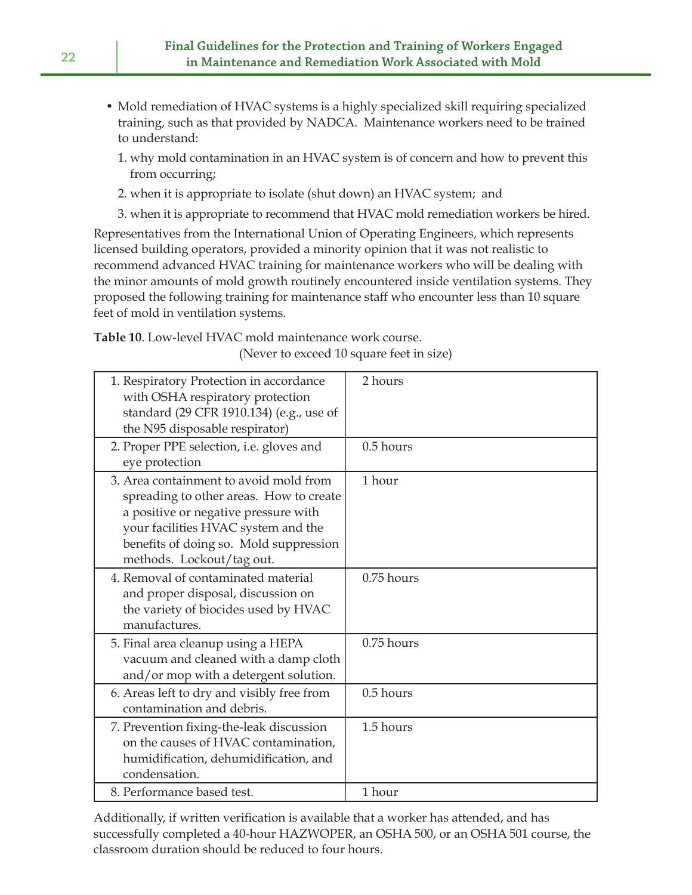- Mold remediation of HVAC systems is a highly specialized skill requiring specialized training, such as that provided by NADCA. Maintenance workers need to be trained to understand:
  1. why mold contamination in an HVAC system is of concern and how to prevent this from occurring;
  2. when it is appropriate to isolate (shut down) an HVAC system; and
  3. when it is appropriate to recommend that HVAC mold remediation workers be hired.

Representatives from the International Union of Operating Engineers, which represents licensed building operators, provided a minority opinion that it was not realistic to recommend advanced HVAC training for maintenance workers who will be dealing with the minor amounts of mold growth routinely encountered inside ventilation systems. They proposed the following training for maintenance staff who encounter less than 10 square feet of mold in ventilation systems.

**Table 10**. Low-level HVAC mold maintenance work course.
(Never to exceed 10 square feet in size)

| | |
|---|---|
| 1. Respiratory Protection in accordance with OSHA respiratory protection standard (29 CFR 1910.134) (e.g., use of the N95 disposable respirator) | 2 hours |
| 2. Proper PPE selection, i.e. gloves and eye protection | 0.5 hours |
| 3. Area containment to avoid mold from spreading to other areas. How to create a positive or negative pressure with your facilities HVAC system and the benefits of doing so. Mold suppression methods. Lockout/tag out. | 1 hour |
| 4. Removal of contaminated material and proper disposal, discussion on the variety of biocides used by HVAC manufactures. | 0.75 hours |
| 5. Final area cleanup using a HEPA vacuum and cleaned with a damp cloth and/or mop with a detergent solution. | 0.75 hours |
| 6. Areas left to dry and visibly free from contamination and debris. | 0.5 hours |
| 7. Prevention fixing-the-leak discussion on the causes of HVAC contamination, humidification, dehumidification, and condensation. | 1.5 hours |
| 8. Performance based test. | 1 hour |

Additionally, if written verification is available that a worker has attended, and has successfully completed a 40-hour HAZWOPER, an OSHA 500, or an OSHA 501 course, the classroom duration should be reduced to four hours.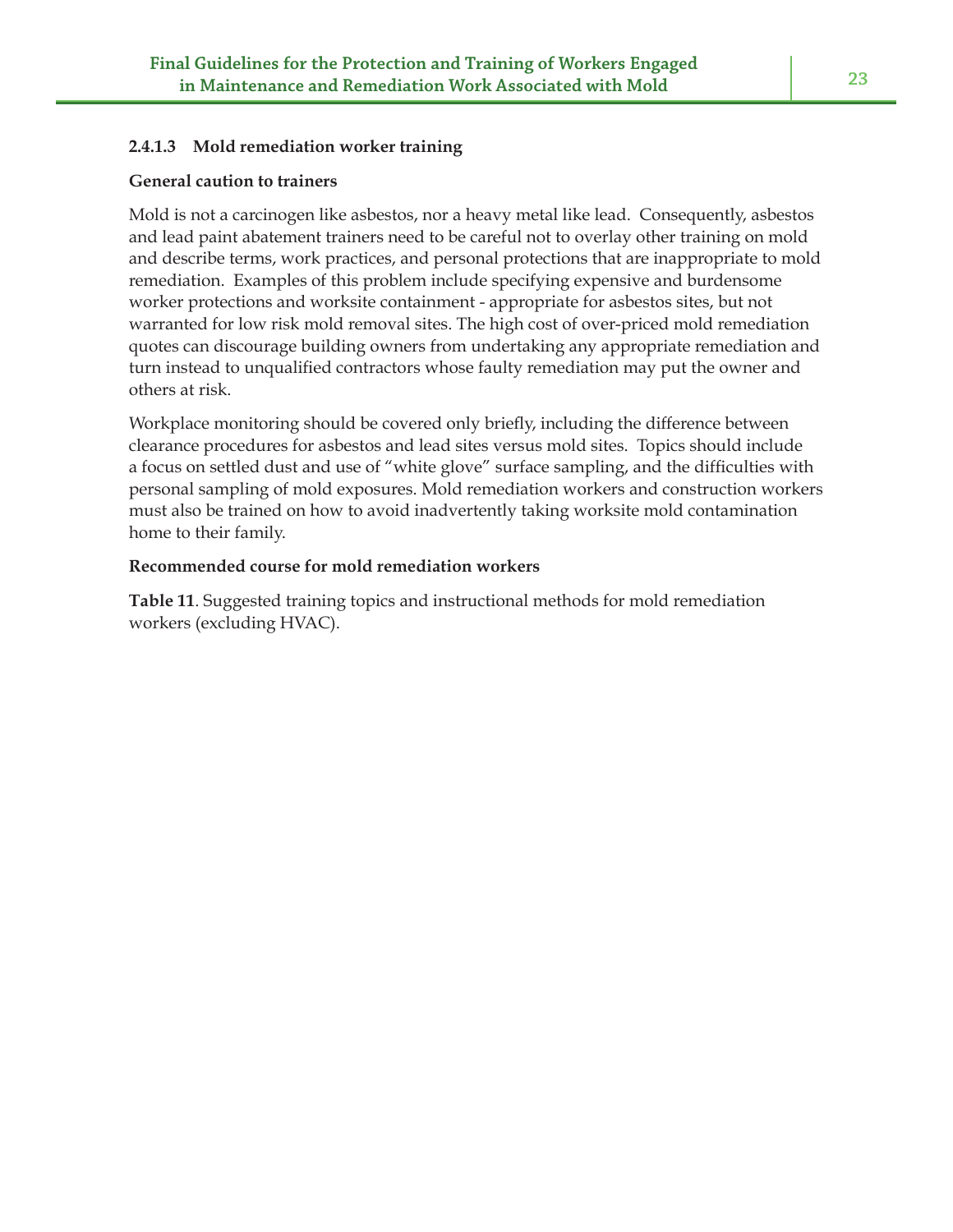#### 2.4.1.3 Mold remediation worker training

**General caution to trainers**

Mold is not a carcinogen like asbestos, nor a heavy metal like lead. Consequently, asbestos and lead paint abatement trainers need to be careful not to overlay other training on mold and describe terms, work practices, and personal protections that are inappropriate to mold remediation. Examples of this problem include specifying expensive and burdensome worker protections and worksite containment - appropriate for asbestos sites, but not warranted for low risk mold removal sites. The high cost of over-priced mold remediation quotes can discourage building owners from undertaking any appropriate remediation and turn instead to unqualified contractors whose faulty remediation may put the owner and others at risk.

Workplace monitoring should be covered only briefly, including the difference between clearance procedures for asbestos and lead sites versus mold sites. Topics should include a focus on settled dust and use of "white glove" surface sampling, and the difficulties with personal sampling of mold exposures. Mold remediation workers and construction workers must also be trained on how to avoid inadvertently taking worksite mold contamination home to their family.

**Recommended course for mold remediation workers**

**Table 11**. Suggested training topics and instructional methods for mold remediation workers (excluding HVAC).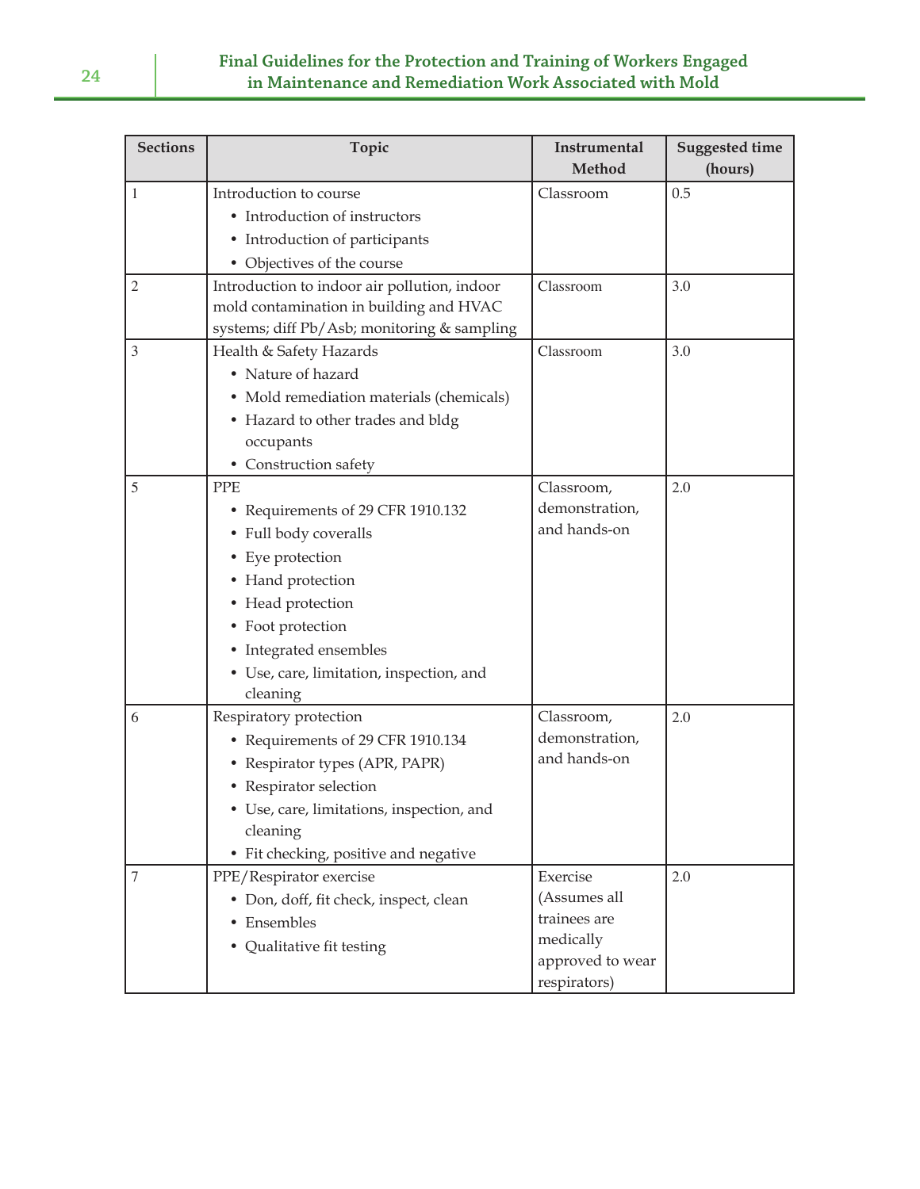| Sections | Topic | Instrumental Method | Suggested time (hours) |
|---|---|---|---|
| 1 | Introduction to course<br>• Introduction of instructors<br>• Introduction of participants<br>• Objectives of the course | Classroom | 0.5 |
| 2 | Introduction to indoor air pollution, indoor mold contamination in building and HVAC systems; diff Pb/Asb; monitoring & sampling | Classroom | 3.0 |
| 3 | Health & Safety Hazards<br>• Nature of hazard<br>• Mold remediation materials (chemicals)<br>• Hazard to other trades and bldg occupants<br>• Construction safety | Classroom | 3.0 |
| 5 | PPE<br>• Requirements of 29 CFR 1910.132<br>• Full body coveralls<br>• Eye protection<br>• Hand protection<br>• Head protection<br>• Foot protection<br>• Integrated ensembles<br>• Use, care, limitation, inspection, and cleaning | Classroom, demonstration, and hands-on | 2.0 |
| 6 | Respiratory protection<br>• Requirements of 29 CFR 1910.134<br>• Respirator types (APR, PAPR)<br>• Respirator selection<br>• Use, care, limitations, inspection, and cleaning<br>• Fit checking, positive and negative | Classroom, demonstration, and hands-on | 2.0 |
| 7 | PPE/Respirator exercise<br>• Don, doff, fit check, inspect, clean<br>• Ensembles<br>• Qualitative fit testing | Exercise (Assumes all trainees are medically approved to wear respirators) | 2.0 |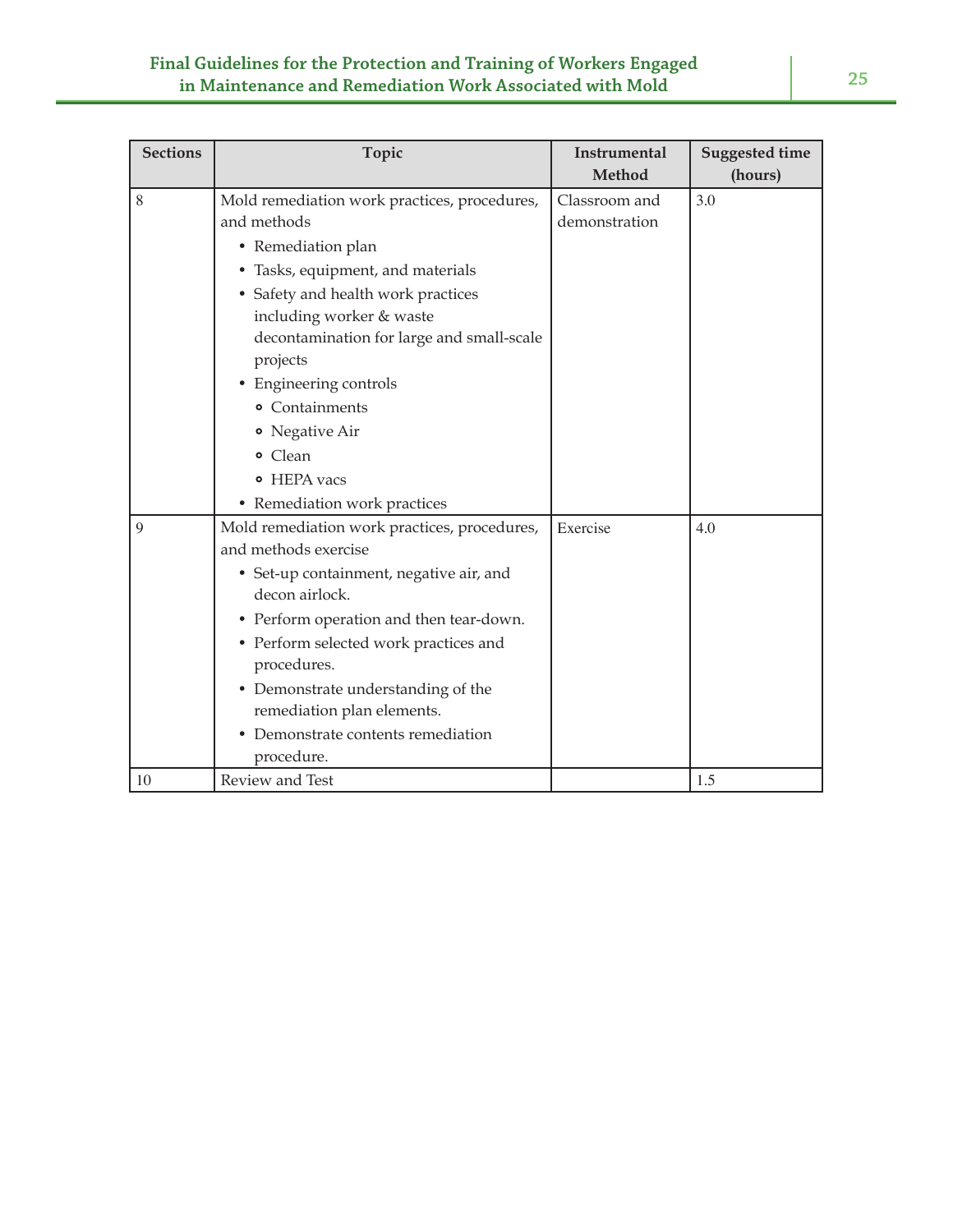| Sections | Topic | Instrumental Method | Suggested time (hours) |
|---|---|---|---|
| 8 | Mold remediation work practices, procedures, and methods<br>• Remediation plan<br>• Tasks, equipment, and materials<br>• Safety and health work practices including worker & waste decontamination for large and small-scale projects<br>• Engineering controls<br>  ∘ Containments<br>  ∘ Negative Air<br>  ∘ Clean<br>  ∘ HEPA vacs<br>• Remediation work practices | Classroom and demonstration | 3.0 |
| 9 | Mold remediation work practices, procedures, and methods exercise<br>• Set-up containment, negative air, and decon airlock.<br>• Perform operation and then tear-down.<br>• Perform selected work practices and procedures.<br>• Demonstrate understanding of the remediation plan elements.<br>• Demonstrate contents remediation procedure. | Exercise | 4.0 |
| 10 | Review and Test | | 1.5 |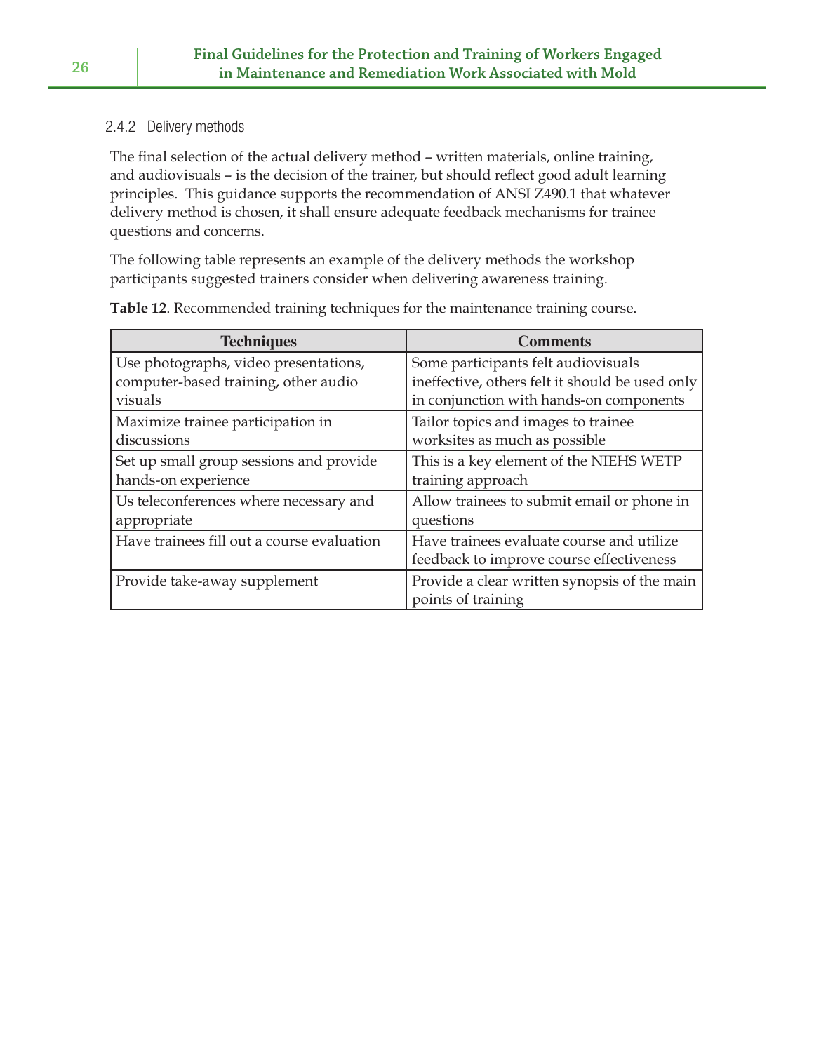### 2.4.2 Delivery methods

The final selection of the actual delivery method – written materials, online training, and audiovisuals – is the decision of the trainer, but should reflect good adult learning principles. This guidance supports the recommendation of ANSI Z490.1 that whatever delivery method is chosen, it shall ensure adequate feedback mechanisms for trainee questions and concerns.

The following table represents an example of the delivery methods the workshop participants suggested trainers consider when delivering awareness training.

**Table 12**. Recommended training techniques for the maintenance training course.

| Techniques | Comments |
|---|---|
| Use photographs, video presentations, computer-based training, other audio visuals | Some participants felt audiovisuals ineffective, others felt it should be used only in conjunction with hands-on components |
| Maximize trainee participation in discussions | Tailor topics and images to trainee worksites as much as possible |
| Set up small group sessions and provide hands-on experience | This is a key element of the NIEHS WETP training approach |
| Us teleconferences where necessary and appropriate | Allow trainees to submit email or phone in questions |
| Have trainees fill out a course evaluation | Have trainees evaluate course and utilize feedback to improve course effectiveness |
| Provide take-away supplement | Provide a clear written synopsis of the main points of training |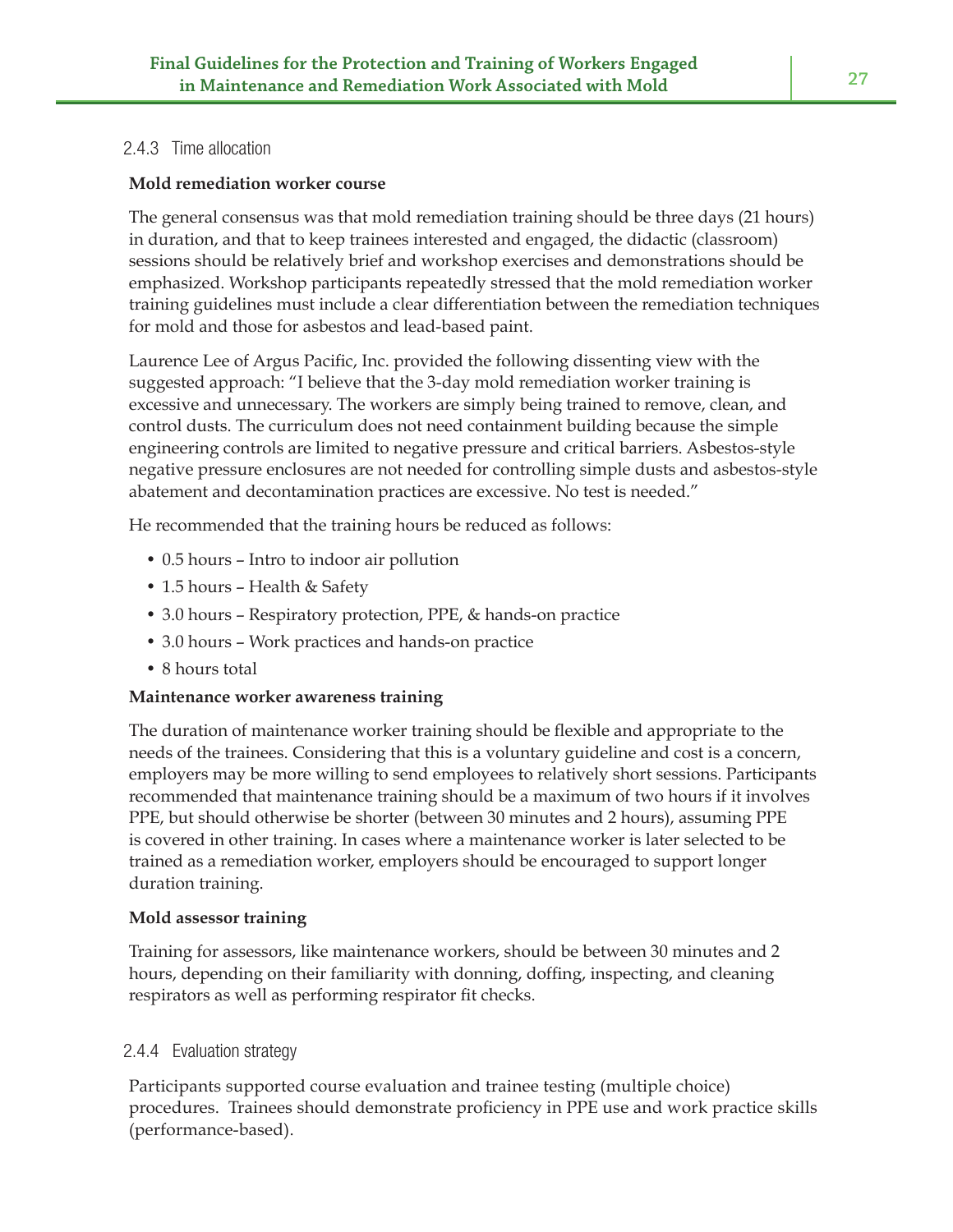### 2.4.3 Time allocation

**Mold remediation worker course**

The general consensus was that mold remediation training should be three days (21 hours) in duration, and that to keep trainees interested and engaged, the didactic (classroom) sessions should be relatively brief and workshop exercises and demonstrations should be emphasized. Workshop participants repeatedly stressed that the mold remediation worker training guidelines must include a clear differentiation between the remediation techniques for mold and those for asbestos and lead-based paint.

Laurence Lee of Argus Pacific, Inc. provided the following dissenting view with the suggested approach: "I believe that the 3-day mold remediation worker training is excessive and unnecessary. The workers are simply being trained to remove, clean, and control dusts. The curriculum does not need containment building because the simple engineering controls are limited to negative pressure and critical barriers. Asbestos-style negative pressure enclosures are not needed for controlling simple dusts and asbestos-style abatement and decontamination practices are excessive. No test is needed."

He recommended that the training hours be reduced as follows:

- 0.5 hours – Intro to indoor air pollution
- 1.5 hours – Health & Safety
- 3.0 hours – Respiratory protection, PPE, & hands-on practice
- 3.0 hours – Work practices and hands-on practice
- 8 hours total

**Maintenance worker awareness training**

The duration of maintenance worker training should be flexible and appropriate to the needs of the trainees. Considering that this is a voluntary guideline and cost is a concern, employers may be more willing to send employees to relatively short sessions. Participants recommended that maintenance training should be a maximum of two hours if it involves PPE, but should otherwise be shorter (between 30 minutes and 2 hours), assuming PPE is covered in other training. In cases where a maintenance worker is later selected to be trained as a remediation worker, employers should be encouraged to support longer duration training.

**Mold assessor training**

Training for assessors, like maintenance workers, should be between 30 minutes and 2 hours, depending on their familiarity with donning, doffing, inspecting, and cleaning respirators as well as performing respirator fit checks.

### 2.4.4 Evaluation strategy

Participants supported course evaluation and trainee testing (multiple choice) procedures. Trainees should demonstrate proficiency in PPE use and work practice skills (performance-based).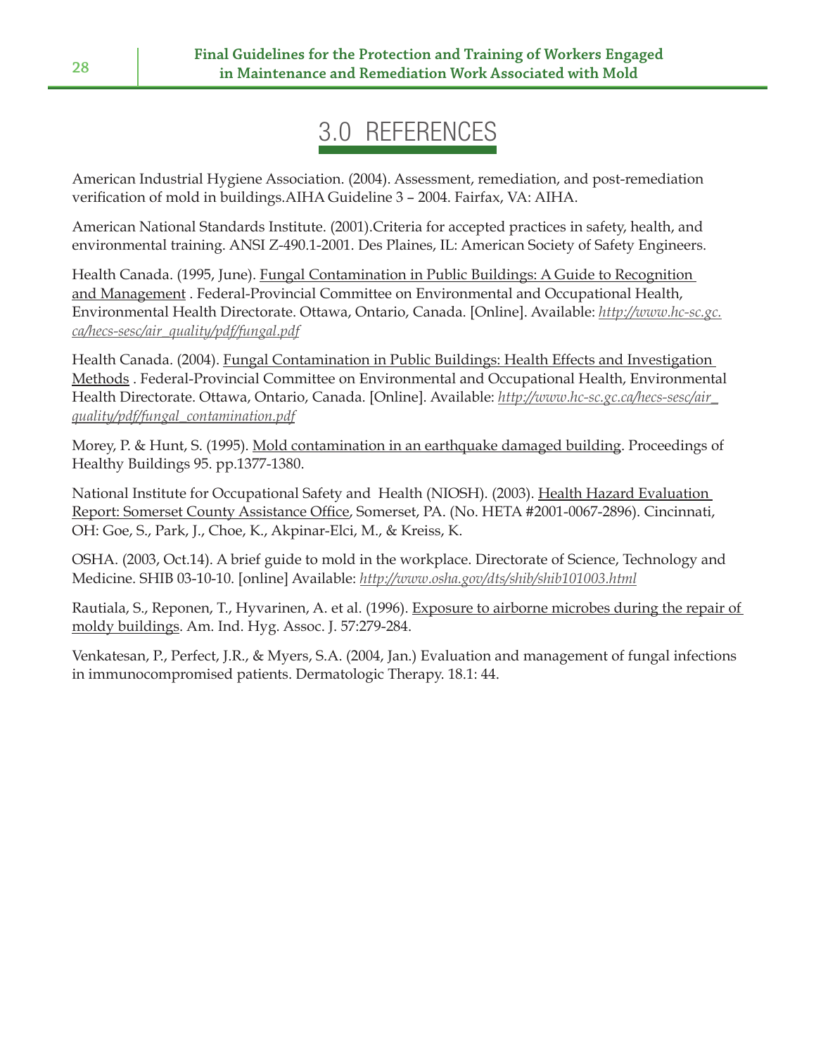# 3.0 REFERENCES

American Industrial Hygiene Association. (2004). Assessment, remediation, and post-remediation verification of mold in buildings.AIHA Guideline 3 – 2004. Fairfax, VA: AIHA.

American National Standards Institute. (2001).Criteria for accepted practices in safety, health, and environmental training. ANSI Z-490.1-2001. Des Plaines, IL: American Society of Safety Engineers.

Health Canada. (1995, June). Fungal Contamination in Public Buildings: A Guide to Recognition and Management . Federal-Provincial Committee on Environmental and Occupational Health, Environmental Health Directorate. Ottawa, Ontario, Canada. [Online]. Available: *http://www.hc-sc.gc.ca/hecs-sesc/air_quality/pdf/fungal.pdf*

Health Canada. (2004). Fungal Contamination in Public Buildings: Health Effects and Investigation Methods . Federal-Provincial Committee on Environmental and Occupational Health, Environmental Health Directorate. Ottawa, Ontario, Canada. [Online]. Available: *http://www.hc-sc.gc.ca/hecs-sesc/air_quality/pdf/fungal_contamination.pdf*

Morey, P. & Hunt, S. (1995). Mold contamination in an earthquake damaged building. Proceedings of Healthy Buildings 95. pp.1377-1380.

National Institute for Occupational Safety and Health (NIOSH). (2003). Health Hazard Evaluation Report: Somerset County Assistance Office, Somerset, PA. (No. HETA #2001-0067-2896). Cincinnati, OH: Goe, S., Park, J., Choe, K., Akpinar-Elci, M., & Kreiss, K.

OSHA. (2003, Oct.14). A brief guide to mold in the workplace. Directorate of Science, Technology and Medicine. SHIB 03-10-10. [online] Available: *http://www.osha.gov/dts/shib/shib101003.html*

Rautiala, S., Reponen, T., Hyvarinen, A. et al. (1996). Exposure to airborne microbes during the repair of moldy buildings. Am. Ind. Hyg. Assoc. J. 57:279-284.

Venkatesan, P., Perfect, J.R., & Myers, S.A. (2004, Jan.) Evaluation and management of fungal infections in immunocompromised patients. Dermatologic Therapy. 18.1: 44.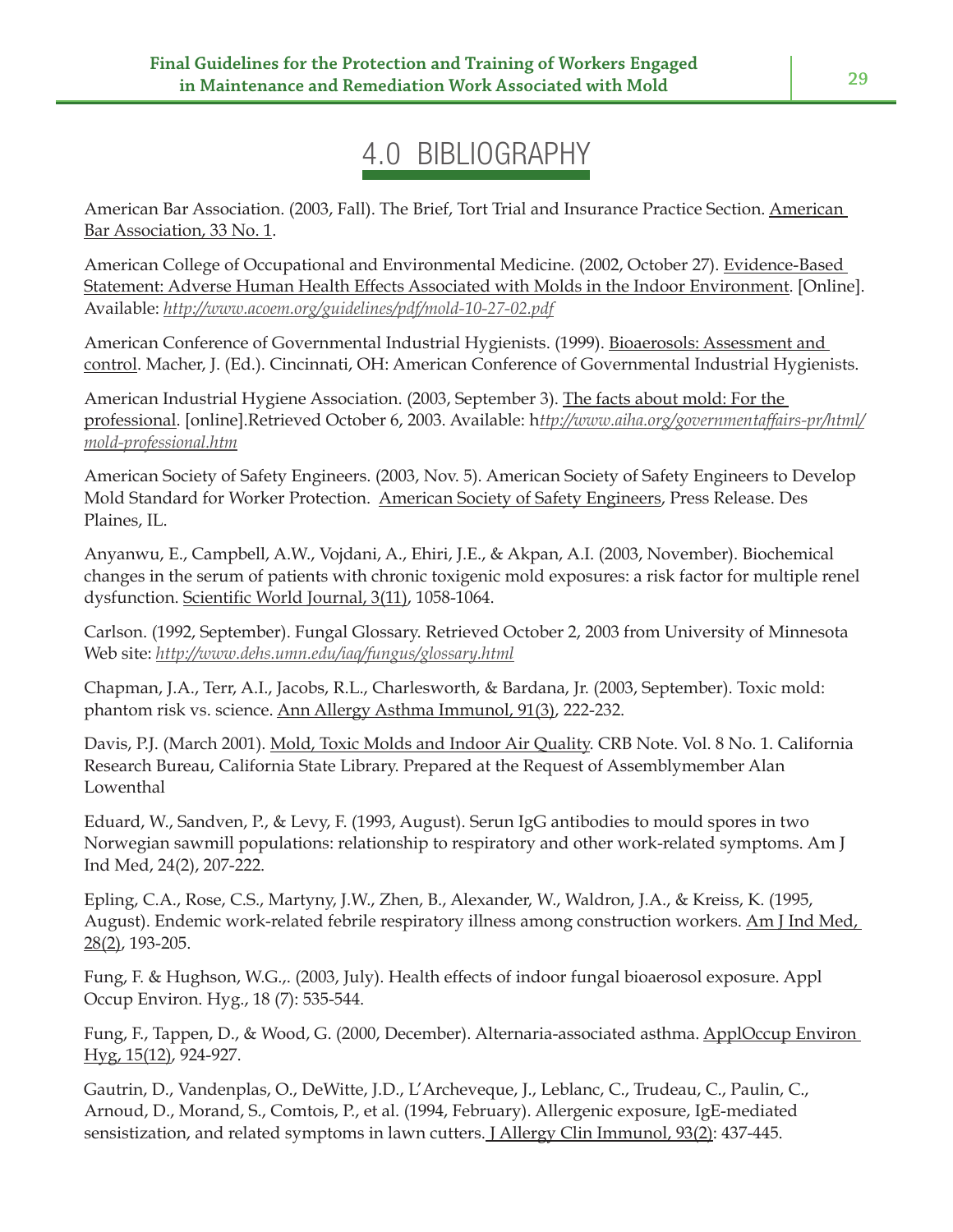# 4.0 BIBLIOGRAPHY

American Bar Association. (2003, Fall). The Brief, Tort Trial and Insurance Practice Section. American Bar Association, 33 No. 1.

American College of Occupational and Environmental Medicine. (2002, October 27). Evidence-Based Statement: Adverse Human Health Effects Associated with Molds in the Indoor Environment. [Online]. Available: *http://www.acoem.org/guidelines/pdf/mold-10-27-02.pdf*

American Conference of Governmental Industrial Hygienists. (1999). Bioaerosols: Assessment and control. Macher, J. (Ed.). Cincinnati, OH: American Conference of Governmental Industrial Hygienists.

American Industrial Hygiene Association. (2003, September 3). The facts about mold: For the professional. [online].Retrieved October 6, 2003. Available: h*ttp://www.aiha.org/governmentaffairs-pr/html/mold-professional.htm*

American Society of Safety Engineers. (2003, Nov. 5). American Society of Safety Engineers to Develop Mold Standard for Worker Protection. American Society of Safety Engineers, Press Release. Des Plaines, IL.

Anyanwu, E., Campbell, A.W., Vojdani, A., Ehiri, J.E., & Akpan, A.I. (2003, November). Biochemical changes in the serum of patients with chronic toxigenic mold exposures: a risk factor for multiple renel dysfunction. Scientific World Journal, 3(11), 1058-1064.

Carlson. (1992, September). Fungal Glossary. Retrieved October 2, 2003 from University of Minnesota Web site: *http://www.dehs.umn.edu/iaq/fungus/glossary.html*

Chapman, J.A., Terr, A.I., Jacobs, R.L., Charlesworth, & Bardana, Jr. (2003, September). Toxic mold: phantom risk vs. science. Ann Allergy Asthma Immunol, 91(3), 222-232.

Davis, P.J. (March 2001). Mold, Toxic Molds and Indoor Air Quality. CRB Note. Vol. 8 No. 1. California Research Bureau, California State Library. Prepared at the Request of Assemblymember Alan Lowenthal

Eduard, W., Sandven, P., & Levy, F. (1993, August). Serun IgG antibodies to mould spores in two Norwegian sawmill populations: relationship to respiratory and other work-related symptoms. Am J Ind Med, 24(2), 207-222.

Epling, C.A., Rose, C.S., Martyny, J.W., Zhen, B., Alexander, W., Waldron, J.A., & Kreiss, K. (1995, August). Endemic work-related febrile respiratory illness among construction workers. Am J Ind Med, 28(2), 193-205.

Fung, F. & Hughson, W.G.,. (2003, July). Health effects of indoor fungal bioaerosol exposure. Appl Occup Environ. Hyg., 18 (7): 535-544.

Fung, F., Tappen, D., & Wood, G. (2000, December). Alternaria-associated asthma. ApplOccup Environ Hyg, 15(12), 924-927.

Gautrin, D., Vandenplas, O., DeWitte, J.D., L'Archeveque, J., Leblanc, C., Trudeau, C., Paulin, C., Arnoud, D., Morand, S., Comtois, P., et al. (1994, February). Allergenic exposure, IgE-mediated sensistization, and related symptoms in lawn cutters. J Allergy Clin Immunol, 93(2): 437-445.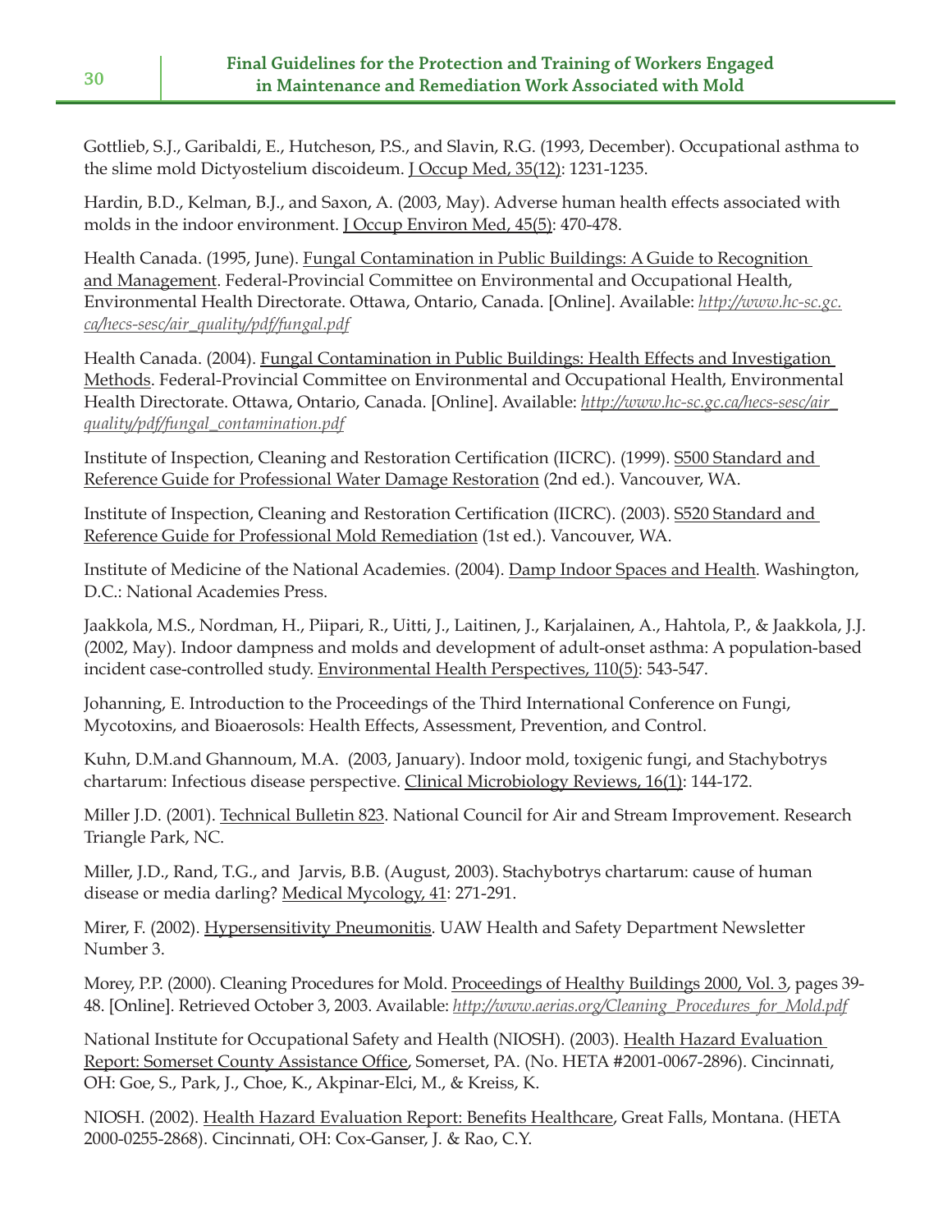Gottlieb, S.J., Garibaldi, E., Hutcheson, P.S., and Slavin, R.G. (1993, December). Occupational asthma to the slime mold Dictyostelium discoideum. J Occup Med, 35(12): 1231-1235.

Hardin, B.D., Kelman, B.J., and Saxon, A. (2003, May). Adverse human health effects associated with molds in the indoor environment. J Occup Environ Med, 45(5): 470-478.

Health Canada. (1995, June). Fungal Contamination in Public Buildings: A Guide to Recognition and Management. Federal-Provincial Committee on Environmental and Occupational Health, Environmental Health Directorate. Ottawa, Ontario, Canada. [Online]. Available: *http://www.hc-sc.gc.ca/hecs-sesc/air_quality/pdf/fungal.pdf*

Health Canada. (2004). Fungal Contamination in Public Buildings: Health Effects and Investigation Methods. Federal-Provincial Committee on Environmental and Occupational Health, Environmental Health Directorate. Ottawa, Ontario, Canada. [Online]. Available: *http://www.hc-sc.gc.ca/hecs-sesc/air_quality/pdf/fungal_contamination.pdf*

Institute of Inspection, Cleaning and Restoration Certification (IICRC). (1999). S500 Standard and Reference Guide for Professional Water Damage Restoration (2nd ed.). Vancouver, WA.

Institute of Inspection, Cleaning and Restoration Certification (IICRC). (2003). S520 Standard and Reference Guide for Professional Mold Remediation (1st ed.). Vancouver, WA.

Institute of Medicine of the National Academies. (2004). Damp Indoor Spaces and Health. Washington, D.C.: National Academies Press.

Jaakkola, M.S., Nordman, H., Piipari, R., Uitti, J., Laitinen, J., Karjalainen, A., Hahtola, P., & Jaakkola, J.J. (2002, May). Indoor dampness and molds and development of adult-onset asthma: A population-based incident case-controlled study. Environmental Health Perspectives, 110(5): 543-547.

Johanning, E. Introduction to the Proceedings of the Third International Conference on Fungi, Mycotoxins, and Bioaerosols: Health Effects, Assessment, Prevention, and Control.

Kuhn, D.M.and Ghannoum, M.A. (2003, January). Indoor mold, toxigenic fungi, and Stachybotrys chartarum: Infectious disease perspective. Clinical Microbiology Reviews, 16(1): 144-172.

Miller J.D. (2001). Technical Bulletin 823. National Council for Air and Stream Improvement. Research Triangle Park, NC.

Miller, J.D., Rand, T.G., and Jarvis, B.B. (August, 2003). Stachybotrys chartarum: cause of human disease or media darling? Medical Mycology, 41: 271-291.

Mirer, F. (2002). Hypersensitivity Pneumonitis. UAW Health and Safety Department Newsletter Number 3.

Morey, P.P. (2000). Cleaning Procedures for Mold. Proceedings of Healthy Buildings 2000, Vol. 3, pages 39-48. [Online]. Retrieved October 3, 2003. Available: *http://www.aerias.org/Cleaning_Procedures_for_Mold.pdf*

National Institute for Occupational Safety and Health (NIOSH). (2003). Health Hazard Evaluation Report: Somerset County Assistance Office, Somerset, PA. (No. HETA #2001-0067-2896). Cincinnati, OH: Goe, S., Park, J., Choe, K., Akpinar-Elci, M., & Kreiss, K.

NIOSH. (2002). Health Hazard Evaluation Report: Benefits Healthcare, Great Falls, Montana. (HETA 2000-0255-2868). Cincinnati, OH: Cox-Ganser, J. & Rao, C.Y.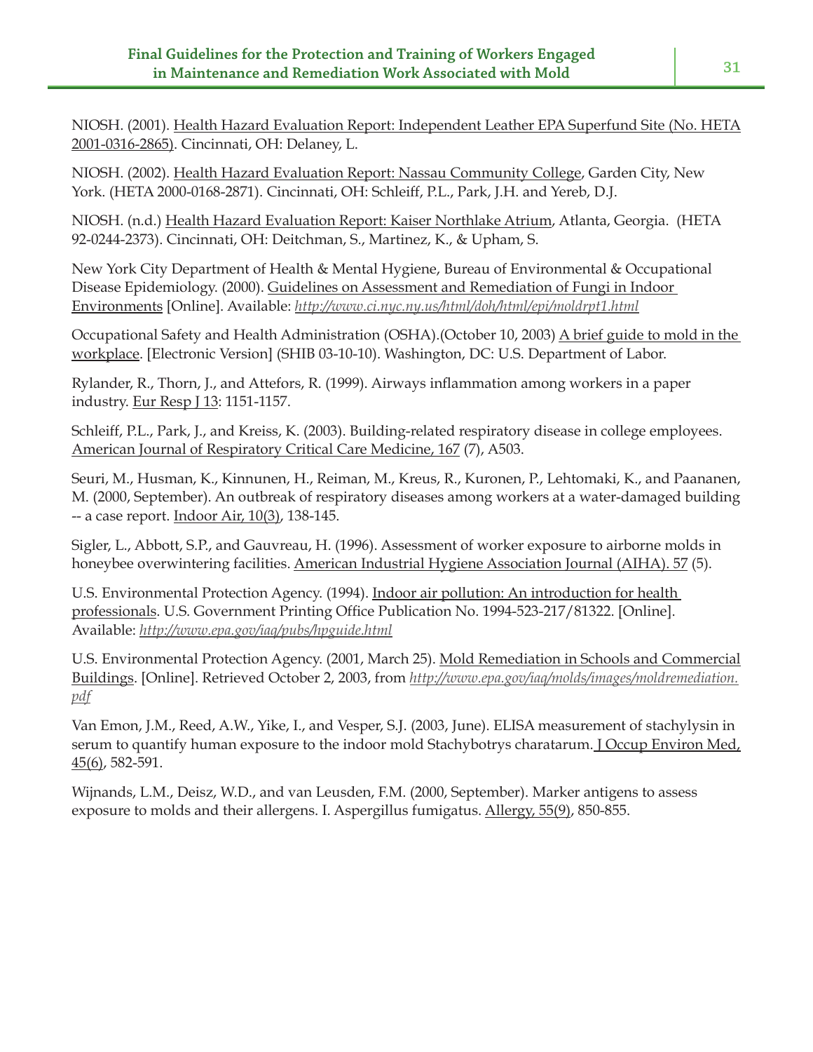NIOSH. (2001). Health Hazard Evaluation Report: Independent Leather EPA Superfund Site (No. HETA 2001-0316-2865). Cincinnati, OH: Delaney, L.

NIOSH. (2002). Health Hazard Evaluation Report: Nassau Community College, Garden City, New York. (HETA 2000-0168-2871). Cincinnati, OH: Schleiff, P.L., Park, J.H. and Yereb, D.J.

NIOSH. (n.d.) Health Hazard Evaluation Report: Kaiser Northlake Atrium, Atlanta, Georgia. (HETA 92-0244-2373). Cincinnati, OH: Deitchman, S., Martinez, K., & Upham, S.

New York City Department of Health & Mental Hygiene, Bureau of Environmental & Occupational Disease Epidemiology. (2000). Guidelines on Assessment and Remediation of Fungi in Indoor Environments [Online]. Available: *http://www.ci.nyc.ny.us/html/doh/html/epi/moldrpt1.html*

Occupational Safety and Health Administration (OSHA).(October 10, 2003) A brief guide to mold in the workplace. [Electronic Version] (SHIB 03-10-10). Washington, DC: U.S. Department of Labor.

Rylander, R., Thorn, J., and Attefors, R. (1999). Airways inflammation among workers in a paper industry. Eur Resp J 13: 1151-1157.

Schleiff, P.L., Park, J., and Kreiss, K. (2003). Building-related respiratory disease in college employees. American Journal of Respiratory Critical Care Medicine, 167 (7), A503.

Seuri, M., Husman, K., Kinnunen, H., Reiman, M., Kreus, R., Kuronen, P., Lehtomaki, K., and Paananen, M. (2000, September). An outbreak of respiratory diseases among workers at a water-damaged building -- a case report. Indoor Air, 10(3), 138-145.

Sigler, L., Abbott, S.P., and Gauvreau, H. (1996). Assessment of worker exposure to airborne molds in honeybee overwintering facilities. American Industrial Hygiene Association Journal (AIHA). 57 (5).

U.S. Environmental Protection Agency. (1994). Indoor air pollution: An introduction for health professionals. U.S. Government Printing Office Publication No. 1994-523-217/81322. [Online]. Available: *http://www.epa.gov/iaq/pubs/hpguide.html*

U.S. Environmental Protection Agency. (2001, March 25). Mold Remediation in Schools and Commercial Buildings. [Online]. Retrieved October 2, 2003, from *http://www.epa.gov/iaq/molds/images/moldremediation.pdf*

Van Emon, J.M., Reed, A.W., Yike, I., and Vesper, S.J. (2003, June). ELISA measurement of stachylysin in serum to quantify human exposure to the indoor mold Stachybotrys charatarum. J Occup Environ Med, 45(6), 582-591.

Wijnands, L.M., Deisz, W.D., and van Leusden, F.M. (2000, September). Marker antigens to assess exposure to molds and their allergens. I. Aspergillus fumigatus. Allergy, 55(9), 850-855.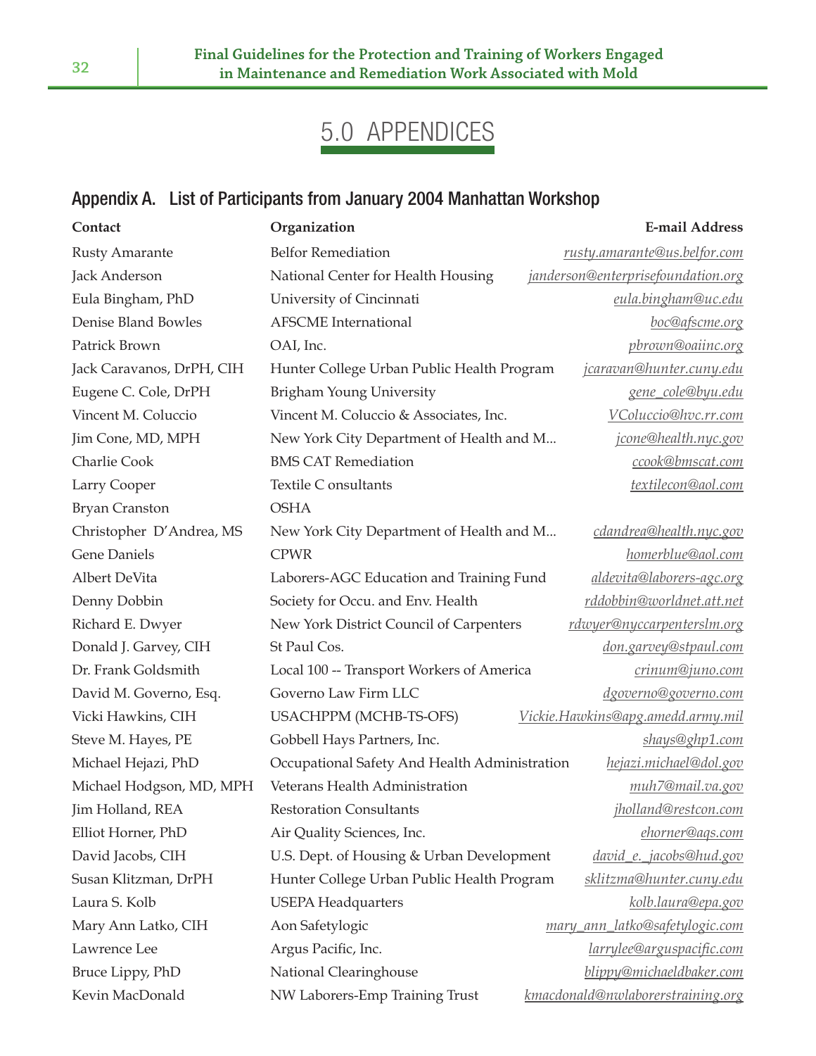# 5.0 APPENDICES

## Appendix A. List of Participants from January 2004 Manhattan Workshop

| Contact | Organization | E-mail Address |
|---|---|---|
| Rusty Amarante | Belfor Remediation | rusty.amarante@us.belfor.com |
| Jack Anderson | National Center for Health Housing | janderson@enterprisefoundation.org |
| Eula Bingham, PhD | University of Cincinnati | eula.bingham@uc.edu |
| Denise Bland Bowles | AFSCME International | boc@afscme.org |
| Patrick Brown | OAI, Inc. | pbrown@oaiinc.org |
| Jack Caravanos, DrPH, CIH | Hunter College Urban Public Health Program | jcaravan@hunter.cuny.edu |
| Eugene C. Cole, DrPH | Brigham Young University | gene_cole@byu.edu |
| Vincent M. Coluccio | Vincent M. Coluccio & Associates, Inc. | VColuccio@hvc.rr.com |
| Jim Cone, MD, MPH | New York City Department of Health and M... | jcone@health.nyc.gov |
| Charlie Cook | BMS CAT Remediation | ccook@bmscat.com |
| Larry Cooper | Textile C onsultants | textilecon@aol.com |
| Bryan Cranston | OSHA | |
| Christopher D'Andrea, MS | New York City Department of Health and M... | cdandrea@health.nyc.gov |
| Gene Daniels | CPWR | homerblue@aol.com |
| Albert DeVita | Laborers-AGC Education and Training Fund | aldevita@laborers-agc.org |
| Denny Dobbin | Society for Occu. and Env. Health | rddobbin@worldnet.att.net |
| Richard E. Dwyer | New York District Council of Carpenters | rdwyer@nyccarpenterslm.org |
| Donald J. Garvey, CIH | St Paul Cos. | don.garvey@stpaul.com |
| Dr. Frank Goldsmith | Local 100 -- Transport Workers of America | crinum@juno.com |
| David M. Governo, Esq. | Governo Law Firm LLC | dgoverno@governo.com |
| Vicki Hawkins, CIH | USACHPPM (MCHB-TS-OFS) | Vickie.Hawkins@apg.amedd.army.mil |
| Steve M. Hayes, PE | Gobbell Hays Partners, Inc. | shays@ghp1.com |
| Michael Hejazi, PhD | Occupational Safety And Health Administration | hejazi.michael@dol.gov |
| Michael Hodgson, MD, MPH | Veterans Health Administration | muh7@mail.va.gov |
| Jim Holland, REA | Restoration Consultants | jholland@restcon.com |
| Elliot Horner, PhD | Air Quality Sciences, Inc. | ehorner@aqs.com |
| David Jacobs, CIH | U.S. Dept. of Housing & Urban Development | david_e._jacobs@hud.gov |
| Susan Klitzman, DrPH | Hunter College Urban Public Health Program | sklitzma@hunter.cuny.edu |
| Laura S. Kolb | USEPA Headquarters | kolb.laura@epa.gov |
| Mary Ann Latko, CIH | Aon Safetylogic | mary_ann_latko@safetylogic.com |
| Lawrence Lee | Argus Pacific, Inc. | larrylee@arguspacific.com |
| Bruce Lippy, PhD | National Clearinghouse | blippy@michaeldbaker.com |
| Kevin MacDonald | NW Laborers-Emp Training Trust | kmacdonald@nwlaborerstraining.org |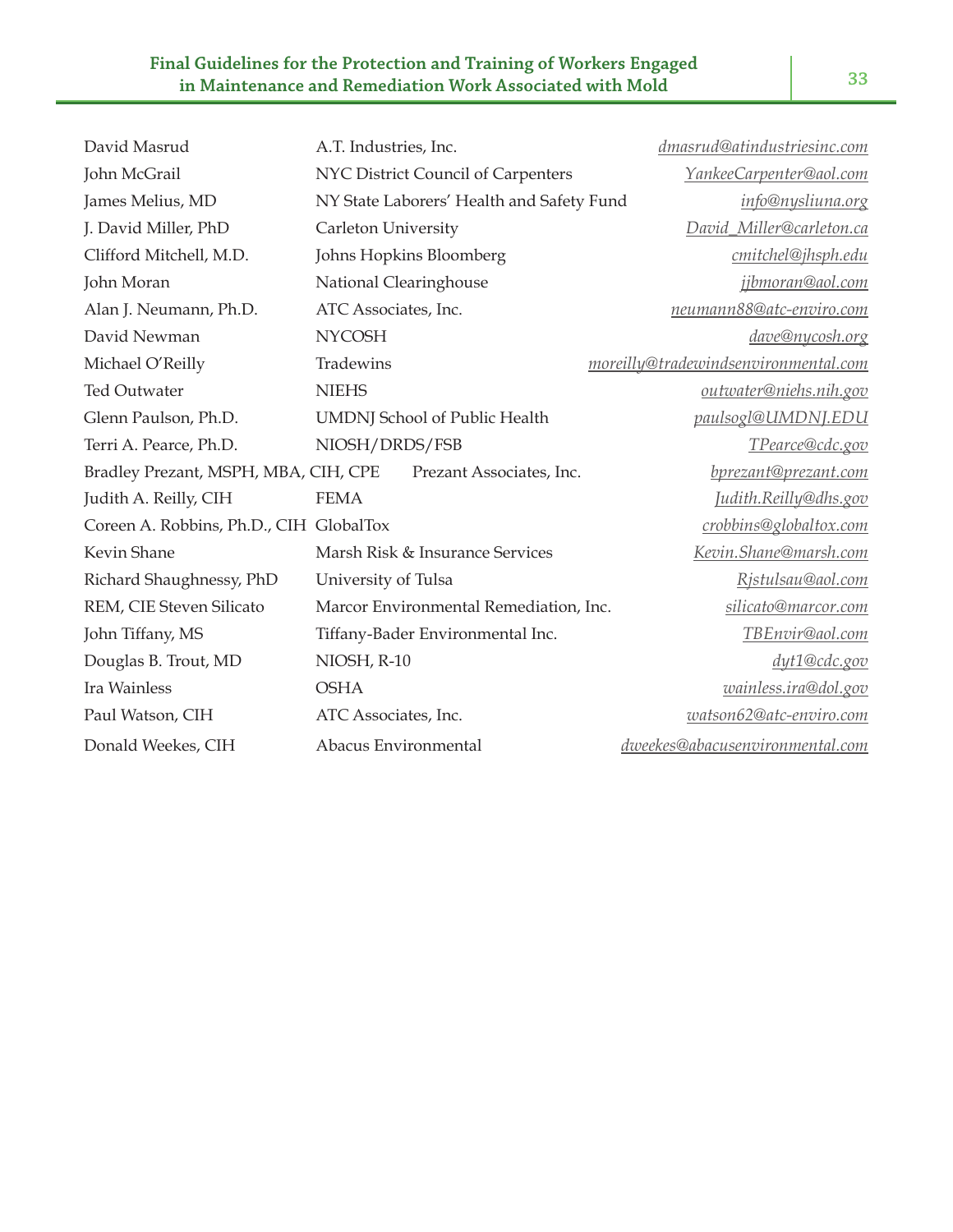| | | |
|---|---|---|
| David Masrud | A.T. Industries, Inc. | *dmasrud@atindustriesinc.com* |
| John McGrail | NYC District Council of Carpenters | *YankeeCarpenter@aol.com* |
| James Melius, MD | NY State Laborers' Health and Safety Fund | *info@nysliuna.org* |
| J. David Miller, PhD | Carleton University | *David_Miller@carleton.ca* |
| Clifford Mitchell, M.D. | Johns Hopkins Bloomberg | *cmitchel@jhsph.edu* |
| John Moran | National Clearinghouse | *jjbmoran@aol.com* |
| Alan J. Neumann, Ph.D. | ATC Associates, Inc. | *neumann88@atc-enviro.com* |
| David Newman | NYCOSH | *dave@nycosh.org* |
| Michael O'Reilly | Tradewins | *moreilly@tradewindsenvironmental.com* |
| Ted Outwater | NIEHS | *outwater@niehs.nih.gov* |
| Glenn Paulson, Ph.D. | UMDNJ School of Public Health | *paulsogl@UMDNJ.EDU* |
| Terri A. Pearce, Ph.D. | NIOSH/DRDS/FSB | *TPearce@cdc.gov* |
| Bradley Prezant, MSPH, MBA, CIH, CPE | Prezant Associates, Inc. | *bprezant@prezant.com* |
| Judith A. Reilly, CIH | FEMA | *Judith.Reilly@dhs.gov* |
| Coreen A. Robbins, Ph.D., CIH | GlobalTox | *crobbins@globaltox.com* |
| Kevin Shane | Marsh Risk & Insurance Services | *Kevin.Shane@marsh.com* |
| Richard Shaughnessy, PhD | University of Tulsa | *Rjstulsau@aol.com* |
| REM, CIE Steven Silicato | Marcor Environmental Remediation, Inc. | *silicato@marcor.com* |
| John Tiffany, MS | Tiffany-Bader Environmental Inc. | *TBEnvir@aol.com* |
| Douglas B. Trout, MD | NIOSH, R-10 | *dyt1@cdc.gov* |
| Ira Wainless | OSHA | *wainless.ira@dol.gov* |
| Paul Watson, CIH | ATC Associates, Inc. | *watson62@atc-enviro.com* |
| Donald Weekes, CIH | Abacus Environmental | *dweekes@abacusenvironmental.com* |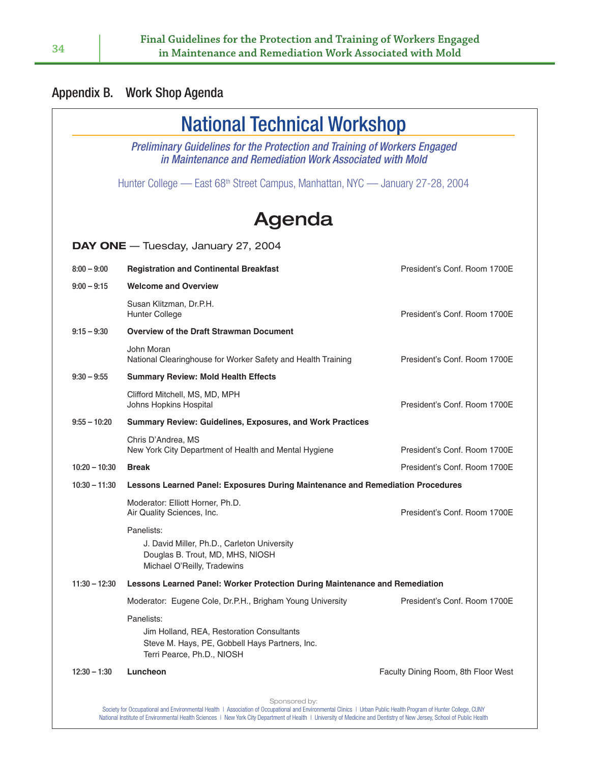## Appendix B. Work Shop Agenda

# National Technical Workshop

*Preliminary Guidelines for the Protection and Training of Workers Engaged in Maintenance and Remediation Work Associated with Mold*

Hunter College — East 68th Street Campus, Manhattan, NYC — January 27-28, 2004

# Agenda

**DAY ONE** — Tuesday, January 27, 2004

| Time | Session | Location |
|---|---|---|
| 8:00 – 9:00 | **Registration and Continental Breakfast** | President's Conf. Room 1700E |
| 9:00 – 9:15 | **Welcome and Overview** | |
| | Susan Klitzman, Dr.P.H.<br>Hunter College | President's Conf. Room 1700E |
| 9:15 – 9:30 | **Overview of the Draft Strawman Document** | |
| | John Moran<br>National Clearinghouse for Worker Safety and Health Training | President's Conf. Room 1700E |
| 9:30 – 9:55 | **Summary Review: Mold Health Effects** | |
| | Clifford Mitchell, MS, MD, MPH<br>Johns Hopkins Hospital | President's Conf. Room 1700E |
| 9:55 – 10:20 | **Summary Review: Guidelines, Exposures, and Work Practices** | |
| | Chris D'Andrea, MS<br>New York City Department of Health and Mental Hygiene | President's Conf. Room 1700E |
| 10:20 – 10:30 | **Break** | President's Conf. Room 1700E |
| 10:30 – 11:30 | **Lessons Learned Panel: Exposures During Maintenance and Remediation Procedures** | |
| | Moderator: Elliott Horner, Ph.D.<br>Air Quality Sciences, Inc. | President's Conf. Room 1700E |
| | Panelists:<br>J. David Miller, Ph.D., Carleton University<br>Douglas B. Trout, MD, MHS, NIOSH<br>Michael O'Reilly, Tradewins | |
| 11:30 – 12:30 | **Lessons Learned Panel: Worker Protection During Maintenance and Remediation** | |
| | Moderator: Eugene Cole, Dr.P.H., Brigham Young University | President's Conf. Room 1700E |
| | Panelists:<br>Jim Holland, REA, Restoration Consultants<br>Steve M. Hays, PE, Gobbell Hays Partners, Inc.<br>Terri Pearce, Ph.D., NIOSH | |
| 12:30 – 1:30 | **Luncheon** | Faculty Dining Room, 8th Floor West |

Sponsored by:

Society for Occupational and Environmental Health | Association of Occupational and Environmental Clinics | Urban Public Health Program of Hunter College, CUNY
National Institute of Environmental Health Sciences | New York City Department of Health | University of Medicine and Dentistry of New Jersey, School of Public Health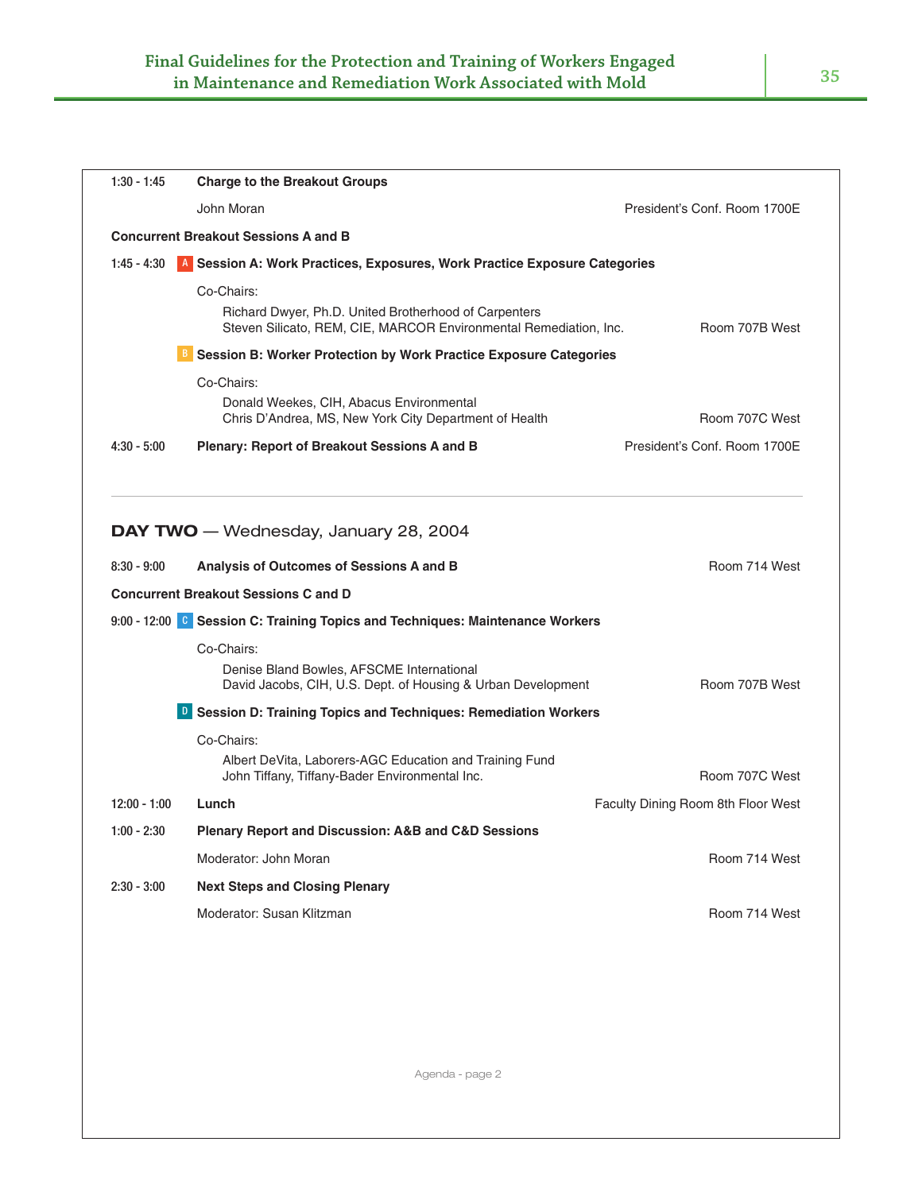| | | | |
|---|---|---|---|
| 1:30 - 1:45 | | **Charge to the Breakout Groups** | |
| | | John Moran | President's Conf. Room 1700E |
| **Concurrent Breakout Sessions A and B** | | | |
| 1:45 - 4:30 | A | **Session A: Work Practices, Exposures, Work Practice Exposure Categories** | |
| | | Co-Chairs:<br>Richard Dwyer, Ph.D. United Brotherhood of Carpenters<br>Steven Silicato, REM, CIE, MARCOR Environmental Remediation, Inc. | Room 707B West |
| | B | **Session B: Worker Protection by Work Practice Exposure Categories** | |
| | | Co-Chairs:<br>Donald Weekes, CIH, Abacus Environmental<br>Chris D'Andrea, MS, New York City Department of Health | Room 707C West |
| 4:30 - 5:00 | | **Plenary: Report of Breakout Sessions A and B** | President's Conf. Room 1700E |

## DAY TWO — Wednesday, January 28, 2004

| | | | |
|---|---|---|---|
| 8:30 - 9:00 | | **Analysis of Outcomes of Sessions A and B** | Room 714 West |
| **Concurrent Breakout Sessions C and D** | | | |
| 9:00 - 12:00 | C | **Session C: Training Topics and Techniques: Maintenance Workers** | |
| | | Co-Chairs:<br>Denise Bland Bowles, AFSCME International<br>David Jacobs, CIH, U.S. Dept. of Housing & Urban Development | Room 707B West |
| | D | **Session D: Training Topics and Techniques: Remediation Workers** | |
| | | Co-Chairs:<br>Albert DeVita, Laborers-AGC Education and Training Fund<br>John Tiffany, Tiffany-Bader Environmental Inc. | Room 707C West |
| 12:00 - 1:00 | | **Lunch** | Faculty Dining Room 8th Floor West |
| 1:00 - 2:30 | | **Plenary Report and Discussion: A&B and C&D Sessions** | |
| | | Moderator: John Moran | Room 714 West |
| 2:30 - 3:00 | | **Next Steps and Closing Plenary** | |
| | | Moderator: Susan Klitzman | Room 714 West |

Agenda - page 2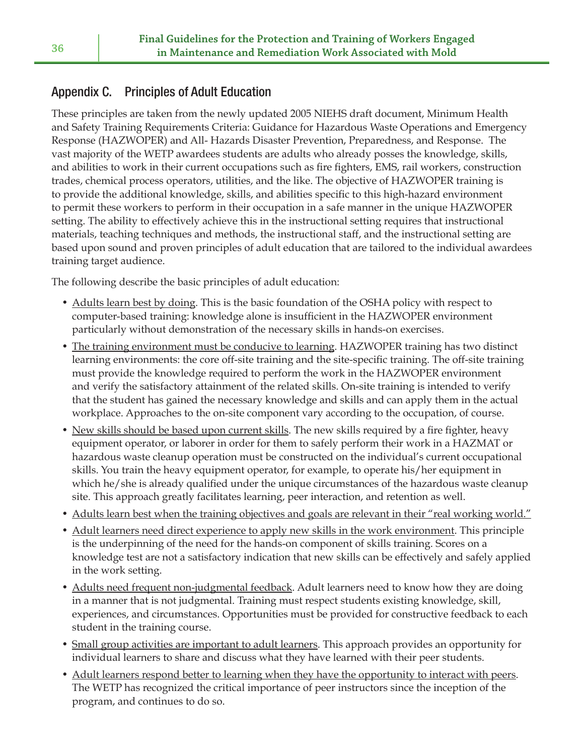## Appendix C. Principles of Adult Education

These principles are taken from the newly updated 2005 NIEHS draft document, Minimum Health and Safety Training Requirements Criteria: Guidance for Hazardous Waste Operations and Emergency Response (HAZWOPER) and All- Hazards Disaster Prevention, Preparedness, and Response. The vast majority of the WETP awardees students are adults who already posses the knowledge, skills, and abilities to work in their current occupations such as fire fighters, EMS, rail workers, construction trades, chemical process operators, utilities, and the like. The objective of HAZWOPER training is to provide the additional knowledge, skills, and abilities specific to this high-hazard environment to permit these workers to perform in their occupation in a safe manner in the unique HAZWOPER setting. The ability to effectively achieve this in the instructional setting requires that instructional materials, teaching techniques and methods, the instructional staff, and the instructional setting are based upon sound and proven principles of adult education that are tailored to the individual awardees training target audience.

The following describe the basic principles of adult education:

- Adults learn best by doing. This is the basic foundation of the OSHA policy with respect to computer-based training: knowledge alone is insufficient in the HAZWOPER environment particularly without demonstration of the necessary skills in hands-on exercises.
- The training environment must be conducive to learning. HAZWOPER training has two distinct learning environments: the core off-site training and the site-specific training. The off-site training must provide the knowledge required to perform the work in the HAZWOPER environment and verify the satisfactory attainment of the related skills. On-site training is intended to verify that the student has gained the necessary knowledge and skills and can apply them in the actual workplace. Approaches to the on-site component vary according to the occupation, of course.
- New skills should be based upon current skills. The new skills required by a fire fighter, heavy equipment operator, or laborer in order for them to safely perform their work in a HAZMAT or hazardous waste cleanup operation must be constructed on the individual's current occupational skills. You train the heavy equipment operator, for example, to operate his/her equipment in which he/she is already qualified under the unique circumstances of the hazardous waste cleanup site. This approach greatly facilitates learning, peer interaction, and retention as well.
- Adults learn best when the training objectives and goals are relevant in their "real working world."
- Adult learners need direct experience to apply new skills in the work environment. This principle is the underpinning of the need for the hands-on component of skills training. Scores on a knowledge test are not a satisfactory indication that new skills can be effectively and safely applied in the work setting.
- Adults need frequent non-judgmental feedback. Adult learners need to know how they are doing in a manner that is not judgmental. Training must respect students existing knowledge, skill, experiences, and circumstances. Opportunities must be provided for constructive feedback to each student in the training course.
- Small group activities are important to adult learners. This approach provides an opportunity for individual learners to share and discuss what they have learned with their peer students.
- Adult learners respond better to learning when they have the opportunity to interact with peers. The WETP has recognized the critical importance of peer instructors since the inception of the program, and continues to do so.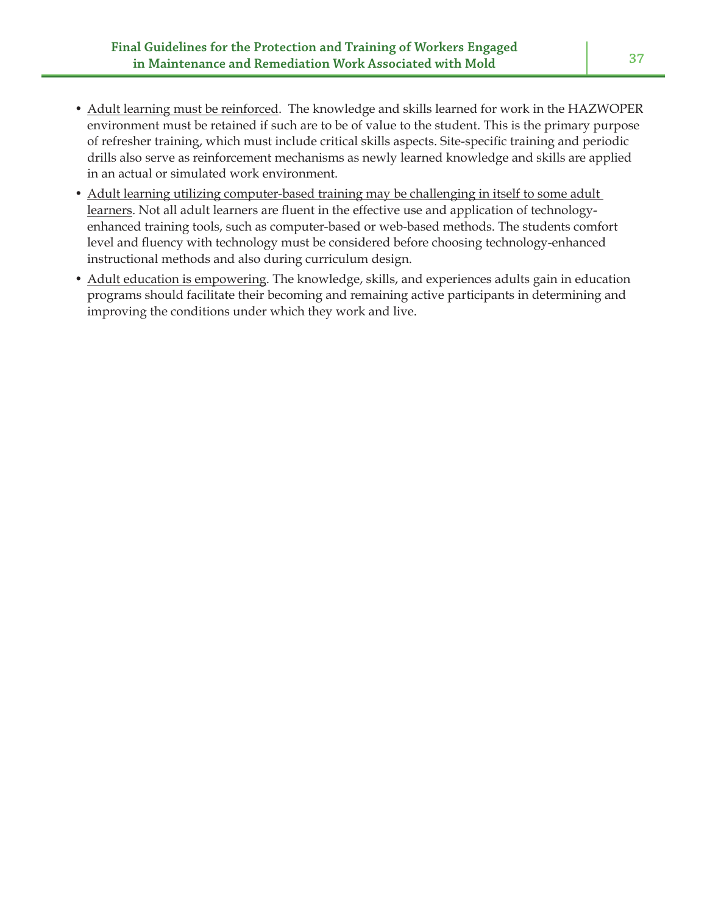- Adult learning must be reinforced.  The knowledge and skills learned for work in the HAZWOPER environment must be retained if such are to be of value to the student. This is the primary purpose of refresher training, which must include critical skills aspects. Site-specific training and periodic drills also serve as reinforcement mechanisms as newly learned knowledge and skills are applied in an actual or simulated work environment.
- Adult learning utilizing computer-based training may be challenging in itself to some adult learners. Not all adult learners are fluent in the effective use and application of technology-enhanced training tools, such as computer-based or web-based methods. The students comfort level and fluency with technology must be considered before choosing technology-enhanced instructional methods and also during curriculum design.
- Adult education is empowering. The knowledge, skills, and experiences adults gain in education programs should facilitate their becoming and remaining active participants in determining and improving the conditions under which they work and live.